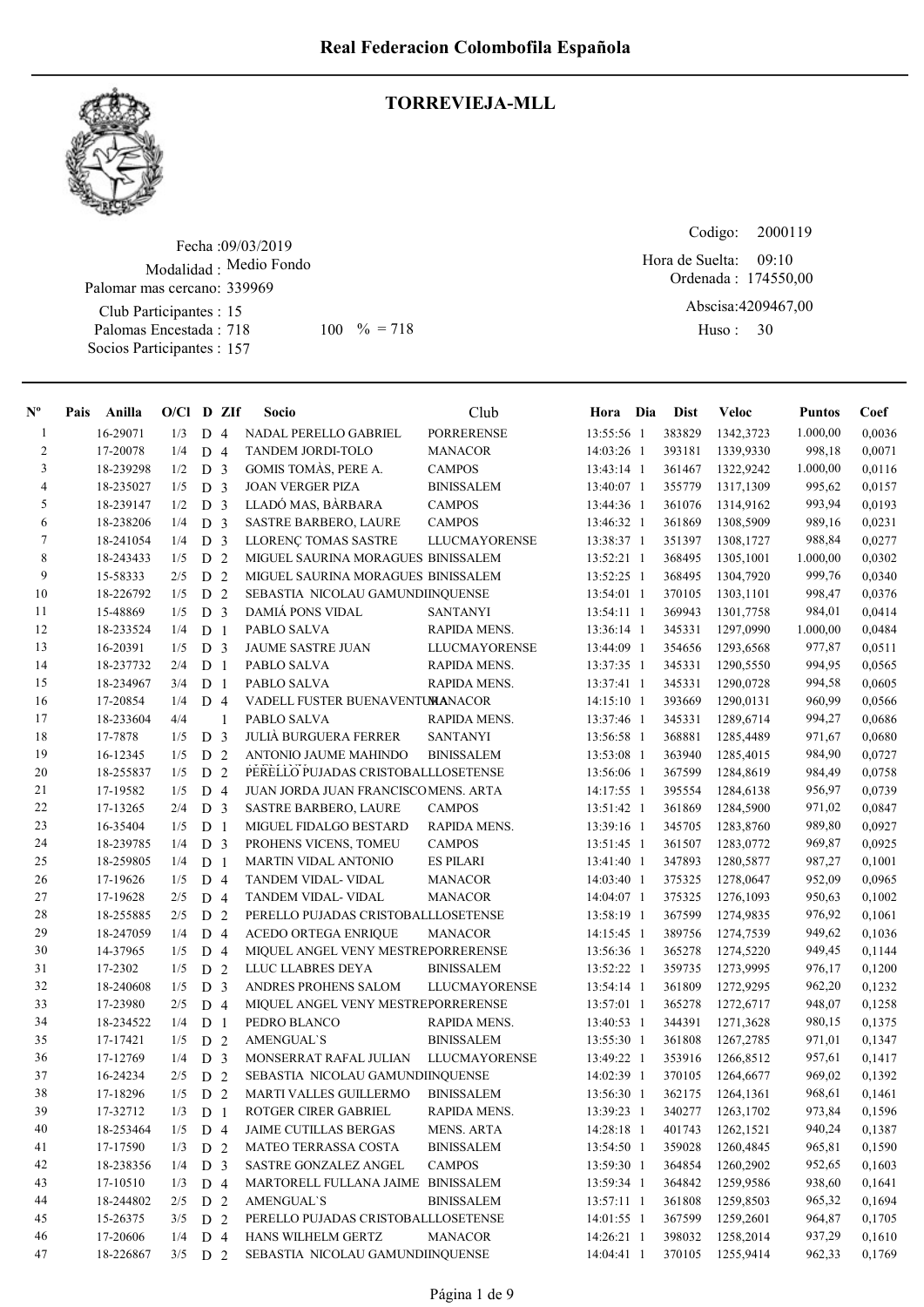# Real Federacion Colombofila Española

## TORREVIEJA-MLL

Fecha :09/03/2019
Modalidad : Medio Fondo
Palomar mas cercano: 339969
Club Participantes : 15
Palomas Encestada : 718 100 % = 718
Socios Participantes : 157

Codigo: 2000119
Hora de Suelta: 09:10
Ordenada : 174550,00
Abscisa:4209467,00
Huso : 30

| Nº | Pais | Anilla | O/Cl | D | ZIf | Socio | Club | Hora | Dia | Dist | Veloc | Puntos | Coef |
|---|---|---|---|---|---|---|---|---|---|---|---|---|---|
| 1 | | 16-29071 | 1/3 | D | 4 | NADAL PERELLO GABRIEL | PORRERENSE | 13:55:56 | 1 | 383829 | 1342,3723 | 1.000,00 | 0,0036 |
| 2 | | 17-20078 | 1/4 | D | 4 | TANDEM JORDI-TOLO | MANACOR | 14:03:26 | 1 | 393181 | 1339,9330 | 998,18 | 0,0071 |
| 3 | | 18-239298 | 1/2 | D | 3 | GOMIS TOMÀS, PERE A. | CAMPOS | 13:43:14 | 1 | 361467 | 1322,9242 | 1.000,00 | 0,0116 |
| 4 | | 18-235027 | 1/5 | D | 3 | JOAN VERGER PIZA | BINISSALEM | 13:40:07 | 1 | 355779 | 1317,1309 | 995,62 | 0,0157 |
| 5 | | 18-239147 | 1/2 | D | 3 | LLADÓ MAS, BÀRBARA | CAMPOS | 13:44:36 | 1 | 361076 | 1314,9162 | 993,94 | 0,0193 |
| 6 | | 18-238206 | 1/4 | D | 3 | SASTRE BARBERO, LAURE | CAMPOS | 13:46:32 | 1 | 361869 | 1308,5909 | 989,16 | 0,0231 |
| 7 | | 18-241054 | 1/4 | D | 3 | LLORENÇ TOMAS SASTRE | LLUCMAYORENSE | 13:38:37 | 1 | 351397 | 1308,1727 | 988,84 | 0,0277 |
| 8 | | 18-243433 | 1/5 | D | 2 | MIGUEL SAURINA MORAGUES | BINISSALEM | 13:52:21 | 1 | 368495 | 1305,1001 | 1.000,00 | 0,0302 |
| 9 | | 15-58333 | 2/5 | D | 2 | MIGUEL SAURINA MORAGUES | BINISSALEM | 13:52:25 | 1 | 368495 | 1304,7920 | 999,76 | 0,0340 |
| 10 | | 18-226792 | 1/5 | D | 2 | SEBASTIA NICOLAU GAMUNDI | INQUENSE | 13:54:01 | 1 | 370105 | 1303,1101 | 998,47 | 0,0376 |
| 11 | | 15-48869 | 1/5 | D | 3 | DAMIÁ PONS VIDAL | SANTANYI | 13:54:11 | 1 | 369943 | 1301,7758 | 984,01 | 0,0414 |
| 12 | | 18-233524 | 1/4 | D | 1 | PABLO SALVA | RAPIDA MENS. | 13:36:14 | 1 | 345331 | 1297,0990 | 1.000,00 | 0,0484 |
| 13 | | 16-20391 | 1/5 | D | 3 | JAUME SASTRE JUAN | LLUCMAYORENSE | 13:44:09 | 1 | 354656 | 1293,6568 | 977,87 | 0,0511 |
| 14 | | 18-237732 | 2/4 | D | 1 | PABLO SALVA | RAPIDA MENS. | 13:37:35 | 1 | 345331 | 1290,5550 | 994,95 | 0,0565 |
| 15 | | 18-234967 | 3/4 | D | 1 | PABLO SALVA | RAPIDA MENS. | 13:37:41 | 1 | 345331 | 1290,0728 | 994,58 | 0,0605 |
| 16 | | 17-20854 | 1/4 | D | 4 | VADELL FUSTER BUENAVENTURA | MANACOR | 14:15:10 | 1 | 393669 | 1290,0131 | 960,99 | 0,0566 |
| 17 | | 18-233604 | 4/4 | | 1 | PABLO SALVA | RAPIDA MENS. | 13:37:46 | 1 | 345331 | 1289,6714 | 994,27 | 0,0686 |
| 18 | | 17-7878 | 1/5 | D | 3 | JULIÀ BURGUERA FERRER | SANTANYI | 13:56:58 | 1 | 368881 | 1285,4489 | 971,67 | 0,0680 |
| 19 | | 16-12345 | 1/5 | D | 2 | ANTONIO JAUME MAHINDO | BINISSALEM | 13:53:08 | 1 | 363940 | 1285,4015 | 984,90 | 0,0727 |
| 20 | | 18-255837 | 1/5 | D | 2 | PERELLO PUJADAS CRISTOBAL | LLOSETENSE | 13:56:06 | 1 | 367599 | 1284,8619 | 984,49 | 0,0758 |
| 21 | | 17-19582 | 1/5 | D | 4 | JUAN JORDA JUAN FRANCISCO | MENS. ARTA | 14:17:55 | 1 | 395554 | 1284,6138 | 956,97 | 0,0739 |
| 22 | | 17-13265 | 2/4 | D | 3 | SASTRE BARBERO, LAURE | CAMPOS | 13:51:42 | 1 | 361869 | 1284,5900 | 971,02 | 0,0847 |
| 23 | | 16-35404 | 1/5 | D | 1 | MIGUEL FIDALGO BESTARD | RAPIDA MENS. | 13:39:16 | 1 | 345705 | 1283,8760 | 989,80 | 0,0927 |
| 24 | | 18-239785 | 1/4 | D | 3 | PROHENS VICENS, TOMEU | CAMPOS | 13:51:45 | 1 | 361507 | 1283,0772 | 969,87 | 0,0925 |
| 25 | | 18-259805 | 1/4 | D | 1 | MARTIN VIDAL ANTONIO | ES PILARI | 13:41:40 | 1 | 347893 | 1280,5877 | 987,27 | 0,1001 |
| 26 | | 17-19626 | 1/5 | D | 4 | TANDEM VIDAL- VIDAL | MANACOR | 14:03:40 | 1 | 375325 | 1278,0647 | 952,09 | 0,0965 |
| 27 | | 17-19628 | 2/5 | D | 4 | TANDEM VIDAL- VIDAL | MANACOR | 14:04:07 | 1 | 375325 | 1276,1093 | 950,63 | 0,1002 |
| 28 | | 18-255885 | 2/5 | D | 2 | PERELLO PUJADAS CRISTOBAL | LLOSETENSE | 13:58:19 | 1 | 367599 | 1274,9835 | 976,92 | 0,1061 |
| 29 | | 18-247059 | 1/4 | D | 4 | ACEDO ORTEGA ENRIQUE | MANACOR | 14:15:45 | 1 | 389756 | 1274,7539 | 949,62 | 0,1036 |
| 30 | | 14-37965 | 1/5 | D | 4 | MIQUEL ANGEL VENY MESTRE | PORRERENSE | 13:56:36 | 1 | 365278 | 1274,5220 | 949,45 | 0,1144 |
| 31 | | 17-2302 | 1/5 | D | 2 | LLUC LLABRES DEYA | BINISSALEM | 13:52:22 | 1 | 359735 | 1273,9995 | 976,17 | 0,1200 |
| 32 | | 18-240608 | 1/5 | D | 3 | ANDRES PROHENS SALOM | LLUCMAYORENSE | 13:54:14 | 1 | 361809 | 1272,9295 | 962,20 | 0,1232 |
| 33 | | 17-23980 | 2/5 | D | 4 | MIQUEL ANGEL VENY MESTRE | PORRERENSE | 13:57:01 | 1 | 365278 | 1272,6717 | 948,07 | 0,1258 |
| 34 | | 18-234522 | 1/4 | D | 1 | PEDRO BLANCO | RAPIDA MENS. | 13:40:53 | 1 | 344391 | 1271,3628 | 980,15 | 0,1375 |
| 35 | | 17-17421 | 1/5 | D | 2 | AMENGUAL`S | BINISSALEM | 13:55:30 | 1 | 361808 | 1267,2785 | 971,01 | 0,1347 |
| 36 | | 17-12769 | 1/4 | D | 3 | MONSERRAT RAFAL JULIAN | LLUCMAYORENSE | 13:49:22 | 1 | 353916 | 1266,8512 | 957,61 | 0,1417 |
| 37 | | 16-24234 | 2/5 | D | 2 | SEBASTIA NICOLAU GAMUNDI | INQUENSE | 14:02:39 | 1 | 370105 | 1264,6677 | 969,02 | 0,1392 |
| 38 | | 17-18296 | 1/5 | D | 2 | MARTI VALLES GUILLERMO | BINISSALEM | 13:56:30 | 1 | 362175 | 1264,1361 | 968,61 | 0,1461 |
| 39 | | 17-32712 | 1/3 | D | 1 | ROTGER CIRER GABRIEL | RAPIDA MENS. | 13:39:23 | 1 | 340277 | 1263,1702 | 973,84 | 0,1596 |
| 40 | | 18-253464 | 1/5 | D | 4 | JAIME CUTILLAS BERGAS | MENS. ARTA | 14:28:18 | 1 | 401743 | 1262,1521 | 940,24 | 0,1387 |
| 41 | | 17-17590 | 1/3 | D | 2 | MATEO TERRASSA COSTA | BINISSALEM | 13:54:50 | 1 | 359028 | 1260,4845 | 965,81 | 0,1590 |
| 42 | | 18-238356 | 1/4 | D | 3 | SASTRE GONZALEZ ANGEL | CAMPOS | 13:59:30 | 1 | 364854 | 1260,2902 | 952,65 | 0,1603 |
| 43 | | 17-10510 | 1/3 | D | 4 | MARTORELL FULLANA JAIME | BINISSALEM | 13:59:34 | 1 | 364842 | 1259,9586 | 938,60 | 0,1641 |
| 44 | | 18-244802 | 2/5 | D | 2 | AMENGUAL`S | BINISSALEM | 13:57:11 | 1 | 361808 | 1259,8503 | 965,32 | 0,1694 |
| 45 | | 15-26375 | 3/5 | D | 2 | PERELLO PUJADAS CRISTOBAL | LLOSETENSE | 14:01:55 | 1 | 367599 | 1259,2601 | 964,87 | 0,1705 |
| 46 | | 17-20606 | 1/4 | D | 4 | HANS WILHELM GERTZ | MANACOR | 14:26:21 | 1 | 398032 | 1258,2014 | 937,29 | 0,1610 |
| 47 | | 18-226867 | 3/5 | D | 2 | SEBASTIA NICOLAU GAMUNDI | INQUENSE | 14:04:41 | 1 | 370105 | 1255,9414 | 962,33 | 0,1769 |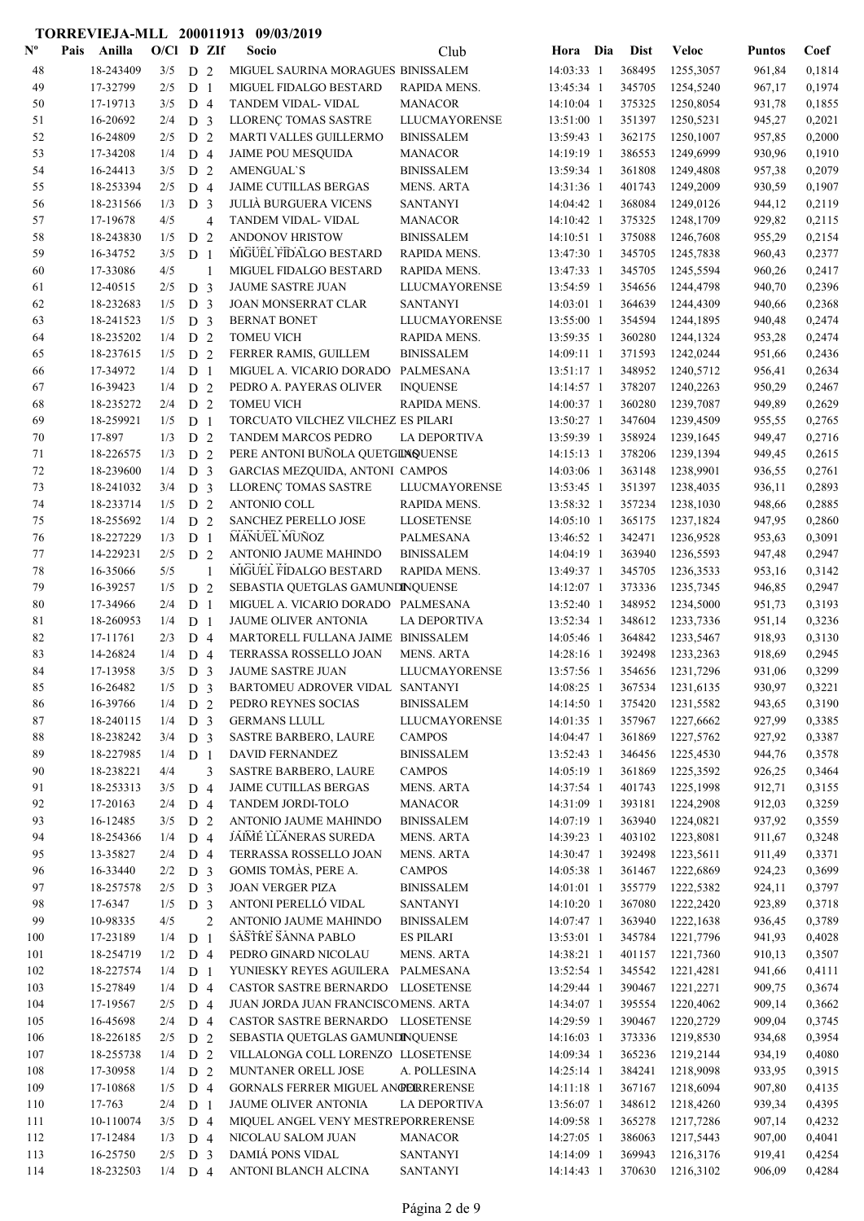**TORREVIEJA-MLL 200011913 09/03/2019**

| Nº | Pais | Anilla | O/Cl | D | ZIf | Socio | Club | Hora | Dia | Dist | Veloc | Puntos | Coef |
|---|---|---|---|---|---|---|---|---|---|---|---|---|---|
| 48 | | 18-243409 | 3/5 | D | 2 | MIGUEL SAURINA MORAGUES | BINISSALEM | 14:03:33 | 1 | 368495 | 1255,3057 | 961,84 | 0,1814 |
| 49 | | 17-32799 | 2/5 | D | 1 | MIGUEL FIDALGO BESTARD | RAPIDA MENS. | 13:45:34 | 1 | 345705 | 1254,5240 | 967,17 | 0,1974 |
| 50 | | 17-19713 | 3/5 | D | 4 | TANDEM VIDAL- VIDAL | MANACOR | 14:10:04 | 1 | 375325 | 1250,8054 | 931,78 | 0,1855 |
| 51 | | 16-20692 | 2/4 | D | 3 | LLORENÇ TOMAS SASTRE | LLUCMAYORENSE | 13:51:00 | 1 | 351397 | 1250,5231 | 945,27 | 0,2021 |
| 52 | | 16-24809 | 2/5 | D | 2 | MARTI VALLES GUILLERMO | BINISSALEM | 13:59:43 | 1 | 362175 | 1250,1007 | 957,85 | 0,2000 |
| 53 | | 17-34208 | 1/4 | D | 4 | JAIME POU MESQUIDA | MANACOR | 14:19:19 | 1 | 386553 | 1249,6999 | 930,96 | 0,1910 |
| 54 | | 16-24413 | 3/5 | D | 2 | AMENGUAL`S | BINISSALEM | 13:59:34 | 1 | 361808 | 1249,4808 | 957,38 | 0,2079 |
| 55 | | 18-253394 | 2/5 | D | 4 | JAIME CUTILLAS BERGAS | MENS. ARTA | 14:31:36 | 1 | 401743 | 1249,2009 | 930,59 | 0,1907 |
| 56 | | 18-231566 | 1/3 | D | 3 | JULIÀ BURGUERA VICENS | SANTANYI | 14:04:42 | 1 | 368084 | 1249,0126 | 944,12 | 0,2119 |
| 57 | | 17-19678 | 4/5 | | 4 | TANDEM VIDAL- VIDAL | MANACOR | 14:10:42 | 1 | 375325 | 1248,1709 | 929,82 | 0,2115 |
| 58 | | 18-243830 | 1/5 | D | 2 | ANDONOV HRISTOW | BINISSALEM | 14:10:51 | 1 | 375088 | 1246,7608 | 955,29 | 0,2154 |
| 59 | | 16-34752 | 3/5 | D | 1 | MIGUEL FIDALGO BESTARD | RAPIDA MENS. | 13:47:30 | 1 | 345705 | 1245,7838 | 960,43 | 0,2377 |
| 60 | | 17-33086 | 4/5 | | 1 | MIGUEL FIDALGO BESTARD | RAPIDA MENS. | 13:47:33 | 1 | 345705 | 1245,5594 | 960,26 | 0,2417 |
| 61 | | 12-40515 | 2/5 | D | 3 | JAUME SASTRE JUAN | LLUCMAYORENSE | 13:54:59 | 1 | 354656 | 1244,4798 | 940,70 | 0,2396 |
| 62 | | 18-232683 | 1/5 | D | 3 | JOAN MONSERRAT CLAR | SANTANYI | 14:03:01 | 1 | 364639 | 1244,4309 | 940,66 | 0,2368 |
| 63 | | 18-241523 | 1/5 | D | 3 | BERNAT BONET | LLUCMAYORENSE | 13:55:00 | 1 | 354594 | 1244,1895 | 940,48 | 0,2474 |
| 64 | | 18-235202 | 1/4 | D | 2 | TOMEU VICH | RAPIDA MENS. | 13:59:35 | 1 | 360280 | 1244,1324 | 953,28 | 0,2474 |
| 65 | | 18-237615 | 1/5 | D | 2 | FERRER RAMIS, GUILLEM | BINISSALEM | 14:09:11 | 1 | 371593 | 1242,0244 | 951,66 | 0,2436 |
| 66 | | 17-34972 | 1/4 | D | 1 | MIGUEL A. VICARIO DORADO | PALMESANA | 13:51:17 | 1 | 348952 | 1240,5712 | 956,41 | 0,2634 |
| 67 | | 16-39423 | 1/4 | D | 2 | PEDRO A. PAYERAS OLIVER | INQUENSE | 14:14:57 | 1 | 378207 | 1240,2263 | 950,29 | 0,2467 |
| 68 | | 18-235272 | 2/4 | D | 2 | TOMEU VICH | RAPIDA MENS. | 14:00:37 | 1 | 360280 | 1239,7087 | 949,89 | 0,2629 |
| 69 | | 18-259921 | 1/5 | D | 1 | TORCUATO VILCHEZ VILCHEZ | ES PILARI | 13:50:27 | 1 | 347604 | 1239,4509 | 955,55 | 0,2765 |
| 70 | | 17-897 | 1/3 | D | 2 | TANDEM MARCOS PEDRO | LA DEPORTIVA | 13:59:39 | 1 | 358924 | 1239,1645 | 949,47 | 0,2716 |
| 71 | | 18-226575 | 1/3 | D | 2 | PERE ANTONI BUÑOLA QUETGLAS | INQUENSE | 14:15:13 | 1 | 378206 | 1239,1394 | 949,45 | 0,2615 |
| 72 | | 18-239600 | 1/4 | D | 3 | GARCIAS MEZQUIDA, ANTONI | CAMPOS | 14:03:06 | 1 | 363148 | 1238,9901 | 936,55 | 0,2761 |
| 73 | | 18-241032 | 3/4 | D | 3 | LLORENÇ TOMAS SASTRE | LLUCMAYORENSE | 13:53:45 | 1 | 351397 | 1238,4035 | 936,11 | 0,2893 |
| 74 | | 18-233714 | 1/5 | D | 2 | ANTONIO COLL | RAPIDA MENS. | 13:58:32 | 1 | 357234 | 1238,1030 | 948,66 | 0,2885 |
| 75 | | 18-255692 | 1/4 | D | 2 | SANCHEZ PERELLO JOSE | LLOSETENSE | 14:05:10 | 1 | 365175 | 1237,1824 | 947,95 | 0,2860 |
| 76 | | 18-227229 | 1/3 | D | 1 | MANUEL MUÑOZ | PALMESANA | 13:46:52 | 1 | 342471 | 1236,9528 | 953,63 | 0,3091 |
| 77 | | 14-229231 | 2/5 | D | 2 | ANTONIO JAUME MAHINDO | BINISSALEM | 14:04:19 | 1 | 363940 | 1236,5593 | 947,48 | 0,2947 |
| 78 | | 16-35066 | 5/5 | | 1 | MIGUEL FIDALGO BESTARD | RAPIDA MENS. | 13:49:37 | 1 | 345705 | 1236,3533 | 953,16 | 0,3142 |
| 79 | | 16-39257 | 1/5 | D | 2 | SEBASTIA QUETGLAS GAMUNDI | INQUENSE | 14:12:07 | 1 | 373336 | 1235,7345 | 946,85 | 0,2947 |
| 80 | | 17-34966 | 2/4 | D | 1 | MIGUEL A. VICARIO DORADO | PALMESANA | 13:52:40 | 1 | 348952 | 1234,5000 | 951,73 | 0,3193 |
| 81 | | 18-260953 | 1/4 | D | 1 | JAUME OLIVER ANTONIA | LA DEPORTIVA | 13:52:34 | 1 | 348612 | 1233,7336 | 951,14 | 0,3236 |
| 82 | | 17-11761 | 2/3 | D | 4 | MARTORELL FULLANA JAIME | BINISSALEM | 14:05:46 | 1 | 364842 | 1233,5467 | 918,93 | 0,3130 |
| 83 | | 14-26824 | 1/4 | D | 4 | TERRASSA ROSSELLO JOAN | MENS. ARTA | 14:28:16 | 1 | 392498 | 1233,2363 | 918,69 | 0,2945 |
| 84 | | 17-13958 | 3/5 | D | 3 | JAUME SASTRE JUAN | LLUCMAYORENSE | 13:57:56 | 1 | 354656 | 1231,7296 | 931,06 | 0,3299 |
| 85 | | 16-26482 | 1/5 | D | 3 | BARTOMEU ADROVER VIDAL | SANTANYI | 14:08:25 | 1 | 367534 | 1231,6535 | 930,97 | 0,3221 |
| 86 | | 16-39766 | 1/4 | D | 2 | PEDRO REYNES SOCIAS | BINISSALEM | 14:14:50 | 1 | 375420 | 1231,5582 | 943,65 | 0,3190 |
| 87 | | 18-240115 | 1/4 | D | 3 | GERMANS LLULL | LLUCMAYORENSE | 14:01:35 | 1 | 357967 | 1227,6662 | 927,99 | 0,3385 |
| 88 | | 18-238242 | 3/4 | D | 3 | SASTRE BARBERO, LAURE | CAMPOS | 14:04:47 | 1 | 361869 | 1227,5762 | 927,92 | 0,3387 |
| 89 | | 18-227985 | 1/4 | D | 1 | DAVID FERNANDEZ | BINISSALEM | 13:52:43 | 1 | 346456 | 1225,4530 | 944,76 | 0,3578 |
| 90 | | 18-238221 | 4/4 | | 3 | SASTRE BARBERO, LAURE | CAMPOS | 14:05:19 | 1 | 361869 | 1225,3592 | 926,25 | 0,3464 |
| 91 | | 18-253313 | 3/5 | D | 4 | JAIME CUTILLAS BERGAS | MENS. ARTA | 14:37:54 | 1 | 401743 | 1225,1998 | 912,71 | 0,3155 |
| 92 | | 17-20163 | 2/4 | D | 4 | TANDEM JORDI-TOLO | MANACOR | 14:31:09 | 1 | 393181 | 1224,2908 | 912,03 | 0,3259 |
| 93 | | 16-12485 | 3/5 | D | 2 | ANTONIO JAUME MAHINDO | BINISSALEM | 14:07:19 | 1 | 363940 | 1224,0821 | 937,92 | 0,3559 |
| 94 | | 18-254366 | 1/4 | D | 4 | JAIME LLANERAS SUREDA | MENS. ARTA | 14:39:23 | 1 | 403102 | 1223,8081 | 911,67 | 0,3248 |
| 95 | | 13-35827 | 2/4 | D | 4 | TERRASSA ROSSELLO JOAN | MENS. ARTA | 14:30:47 | 1 | 392498 | 1223,5611 | 911,49 | 0,3371 |
| 96 | | 16-33440 | 2/2 | D | 3 | GOMIS TOMÀS, PERE A. | CAMPOS | 14:05:38 | 1 | 361467 | 1222,6869 | 924,23 | 0,3699 |
| 97 | | 18-257578 | 2/5 | D | 3 | JOAN VERGER PIZA | BINISSALEM | 14:01:01 | 1 | 355779 | 1222,5382 | 924,11 | 0,3797 |
| 98 | | 17-6347 | 1/5 | D | 3 | ANTONI PERELLÓ VIDAL | SANTANYI | 14:10:20 | 1 | 367080 | 1222,2420 | 923,89 | 0,3718 |
| 99 | | 10-98335 | 4/5 | | 2 | ANTONIO JAUME MAHINDO | BINISSALEM | 14:07:47 | 1 | 363940 | 1222,1638 | 936,45 | 0,3789 |
| 100 | | 17-23189 | 1/4 | D | 1 | SASTRE SANNA PABLO | ES PILARI | 13:53:01 | 1 | 345784 | 1221,7796 | 941,93 | 0,4028 |
| 101 | | 18-254719 | 1/2 | D | 4 | PEDRO GINARD NICOLAU | MENS. ARTA | 14:38:21 | 1 | 401157 | 1221,7360 | 910,13 | 0,3507 |
| 102 | | 18-227574 | 1/4 | D | 1 | YUNIESKY REYES AGUILERA | PALMESANA | 13:52:54 | 1 | 345542 | 1221,4281 | 941,66 | 0,4111 |
| 103 | | 15-27849 | 1/4 | D | 4 | CASTOR SASTRE BERNARDO | LLOSETENSE | 14:29:44 | 1 | 390467 | 1221,2271 | 909,75 | 0,3674 |
| 104 | | 17-19567 | 2/5 | D | 4 | JUAN JORDA JUAN FRANCISCO | MENS. ARTA | 14:34:07 | 1 | 395554 | 1220,4062 | 909,14 | 0,3662 |
| 105 | | 16-45698 | 2/4 | D | 4 | CASTOR SASTRE BERNARDO | LLOSETENSE | 14:29:59 | 1 | 390467 | 1220,2729 | 909,04 | 0,3745 |
| 106 | | 18-226185 | 2/5 | D | 2 | SEBASTIA QUETGLAS GAMUNDI | INQUENSE | 14:16:03 | 1 | 373336 | 1219,8530 | 934,68 | 0,3954 |
| 107 | | 18-255738 | 1/4 | D | 2 | VILLALONGA COLL LORENZO | LLOSETENSE | 14:09:34 | 1 | 365236 | 1219,2144 | 934,19 | 0,4080 |
| 108 | | 17-30958 | 1/4 | D | 2 | MUNTANER ORELL JOSE | A. POLLESINA | 14:25:14 | 1 | 384241 | 1218,9098 | 933,95 | 0,3915 |
| 109 | | 17-10868 | 1/5 | D | 4 | GORNALS FERRER MIGUEL ANGEL | PORRERENSE | 14:11:18 | 1 | 367167 | 1218,6094 | 907,80 | 0,4135 |
| 110 | | 17-763 | 2/4 | D | 1 | JAUME OLIVER ANTONIA | LA DEPORTIVA | 13:56:07 | 1 | 348612 | 1218,4260 | 939,34 | 0,4395 |
| 111 | | 10-110074 | 3/5 | D | 4 | MIQUEL ANGEL VENY MESTRE | PORRERENSE | 14:09:58 | 1 | 365278 | 1217,7286 | 907,14 | 0,4232 |
| 112 | | 17-12484 | 1/3 | D | 4 | NICOLAU SALOM JUAN | MANACOR | 14:27:05 | 1 | 386063 | 1217,5443 | 907,00 | 0,4041 |
| 113 | | 16-25750 | 2/5 | D | 3 | DAMIÁ PONS VIDAL | SANTANYI | 14:14:09 | 1 | 369943 | 1216,3176 | 919,41 | 0,4254 |
| 114 | | 18-232503 | 1/4 | D | 4 | ANTONI BLANCH ALCINA | SANTANYI | 14:14:43 | 1 | 370630 | 1216,3102 | 906,09 | 0,4284 |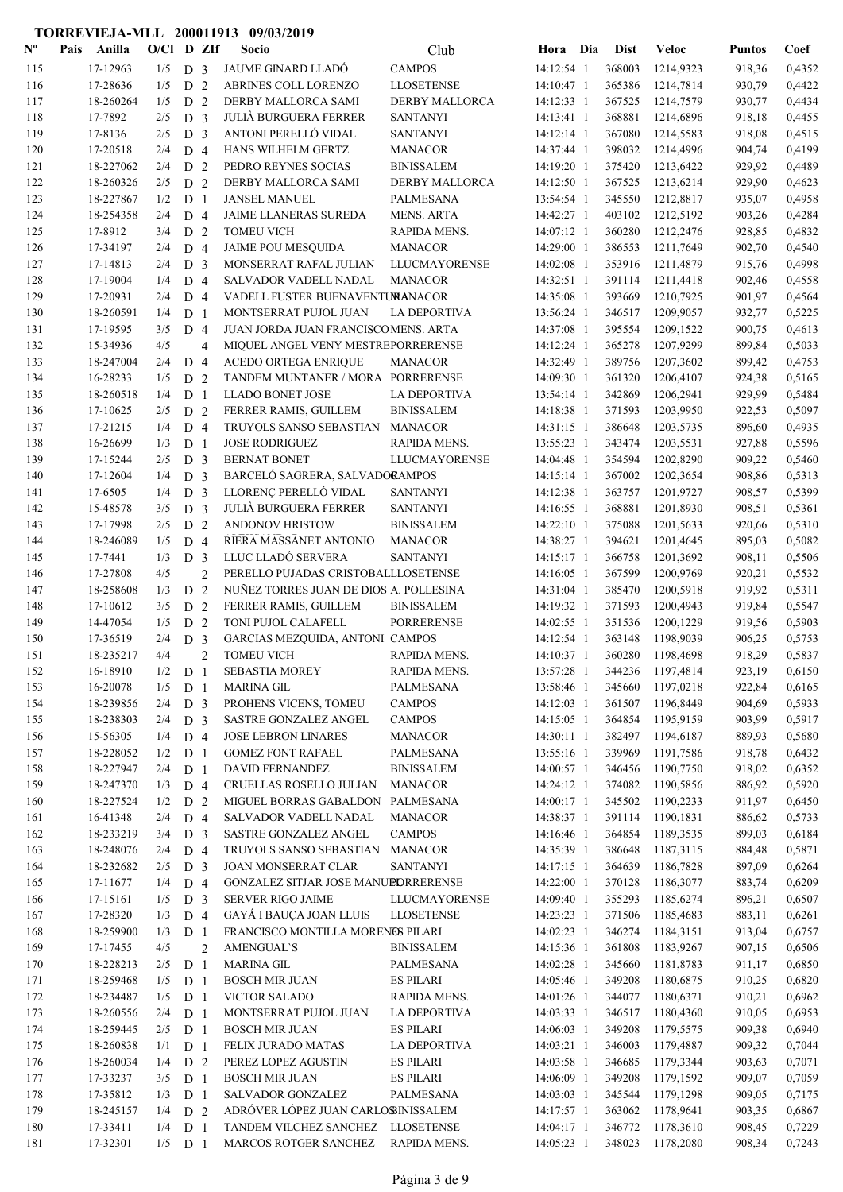**TORREVIEJA-MLL 200011913 09/03/2019**

| Nº | Pais | Anilla | O/Cl | D | ZIf | Socio | Club | Hora | Dia | Dist | Veloc | Puntos | Coef |
|---|---|---|---|---|---|---|---|---|---|---|---|---|---|
| 115 | | 17-12963 | 1/5 | D | 3 | JAUME GINARD LLADÓ | CAMPOS | 14:12:54 | 1 | 368003 | 1214,9323 | 918,36 | 0,4352 |
| 116 | | 17-28636 | 1/5 | D | 2 | ABRINES COLL LORENZO | LLOSETENSE | 14:10:47 | 1 | 365386 | 1214,7814 | 930,79 | 0,4422 |
| 117 | | 18-260264 | 1/5 | D | 2 | DERBY MALLORCA SAMI | DERBY MALLORCA | 14:12:33 | 1 | 367525 | 1214,7579 | 930,77 | 0,4434 |
| 118 | | 17-7892 | 2/5 | D | 3 | JULIÀ BURGUERA FERRER | SANTANYI | 14:13:41 | 1 | 368881 | 1214,6896 | 918,18 | 0,4455 |
| 119 | | 17-8136 | 2/5 | D | 3 | ANTONI PERELLÓ VIDAL | SANTANYI | 14:12:14 | 1 | 367080 | 1214,5583 | 918,08 | 0,4515 |
| 120 | | 17-20518 | 2/4 | D | 4 | HANS WILHELM GERTZ | MANACOR | 14:37:44 | 1 | 398032 | 1214,4996 | 904,74 | 0,4199 |
| 121 | | 18-227062 | 2/4 | D | 2 | PEDRO REYNES SOCIAS | BINISSALEM | 14:19:20 | 1 | 375420 | 1213,6422 | 929,92 | 0,4489 |
| 122 | | 18-260326 | 2/5 | D | 2 | DERBY MALLORCA SAMI | DERBY MALLORCA | 14:12:50 | 1 | 367525 | 1213,6214 | 929,90 | 0,4623 |
| 123 | | 18-227867 | 1/2 | D | 1 | JANSEL MANUEL | PALMESANA | 13:54:54 | 1 | 345550 | 1212,8817 | 935,07 | 0,4958 |
| 124 | | 18-254358 | 2/4 | D | 4 | JAIME LLANERAS SUREDA | MENS. ARTA | 14:42:27 | 1 | 403102 | 1212,5192 | 903,26 | 0,4284 |
| 125 | | 17-8912 | 3/4 | D | 2 | TOMEU VICH | RAPIDA MENS. | 14:07:12 | 1 | 360280 | 1212,2476 | 928,85 | 0,4832 |
| 126 | | 17-34197 | 2/4 | D | 4 | JAIME POU MESQUIDA | MANACOR | 14:29:00 | 1 | 386553 | 1211,7649 | 902,70 | 0,4540 |
| 127 | | 17-14813 | 2/4 | D | 3 | MONSERRAT RAFAL JULIAN | LLUCMAYORENSE | 14:02:08 | 1 | 353916 | 1211,4879 | 915,76 | 0,4998 |
| 128 | | 17-19004 | 1/4 | D | 4 | SALVADOR VADELL NADAL | MANACOR | 14:32:51 | 1 | 391114 | 1211,4418 | 902,46 | 0,4558 |
| 129 | | 17-20931 | 2/4 | D | 4 | VADELL FUSTER BUENAVENTURA | MANACOR | 14:35:08 | 1 | 393669 | 1210,7925 | 901,97 | 0,4564 |
| 130 | | 18-260591 | 1/4 | D | 1 | MONTSERRAT PUJOL JUAN | LA DEPORTIVA | 13:56:24 | 1 | 346517 | 1209,9057 | 932,77 | 0,5225 |
| 131 | | 17-19595 | 3/5 | D | 4 | JUAN JORDA JUAN FRANCISCO | MENS. ARTA | 14:37:08 | 1 | 395554 | 1209,1522 | 900,75 | 0,4613 |
| 132 | | 15-34936 | 4/5 | | 4 | MIQUEL ANGEL VENY MESTRE | PORRERENSE | 14:12:24 | 1 | 365278 | 1207,9299 | 899,84 | 0,5033 |
| 133 | | 18-247004 | 2/4 | D | 4 | ACEDO ORTEGA ENRIQUE | MANACOR | 14:32:49 | 1 | 389756 | 1207,3602 | 899,42 | 0,4753 |
| 134 | | 16-28233 | 1/5 | D | 2 | TANDEM MUNTANER / MORA | PORRERENSE | 14:09:30 | 1 | 361320 | 1206,4107 | 924,38 | 0,5165 |
| 135 | | 18-260518 | 1/4 | D | 1 | LLADO BONET JOSE | LA DEPORTIVA | 13:54:14 | 1 | 342869 | 1206,2941 | 929,99 | 0,5484 |
| 136 | | 17-10625 | 2/5 | D | 2 | FERRER RAMIS, GUILLEM | BINISSALEM | 14:18:38 | 1 | 371593 | 1203,9950 | 922,53 | 0,5097 |
| 137 | | 17-21215 | 1/4 | D | 4 | TRUYOLS SANSO SEBASTIAN | MANACOR | 14:31:15 | 1 | 386648 | 1203,5735 | 896,60 | 0,4935 |
| 138 | | 16-26699 | 1/3 | D | 1 | JOSE RODRIGUEZ | RAPIDA MENS. | 13:55:23 | 1 | 343474 | 1203,5531 | 927,88 | 0,5596 |
| 139 | | 17-15244 | 2/5 | D | 3 | BERNAT BONET | LLUCMAYORENSE | 14:04:48 | 1 | 354594 | 1202,8290 | 909,22 | 0,5460 |
| 140 | | 17-12604 | 1/4 | D | 3 | BARCELÓ SAGRERA, SALVADOR | CAMPOS | 14:15:14 | 1 | 367002 | 1202,3654 | 908,86 | 0,5313 |
| 141 | | 17-6505 | 1/4 | D | 3 | LLORENÇ PERELLÓ VIDAL | SANTANYI | 14:12:38 | 1 | 363757 | 1201,9727 | 908,57 | 0,5399 |
| 142 | | 15-48578 | 3/5 | D | 3 | JULIÀ BURGUERA FERRER | SANTANYI | 14:16:55 | 1 | 368881 | 1201,8930 | 908,51 | 0,5361 |
| 143 | | 17-17998 | 2/5 | D | 2 | ANDONOV HRISTOW | BINISSALEM | 14:22:10 | 1 | 375088 | 1201,5633 | 920,66 | 0,5310 |
| 144 | | 18-246089 | 1/5 | D | 4 | RIERA MASSANET ANTONIO | MANACOR | 14:38:27 | 1 | 394621 | 1201,4645 | 895,03 | 0,5082 |
| 145 | | 17-7441 | 1/3 | D | 3 | LLUC LLADÓ SERVERA | SANTANYI | 14:15:17 | 1 | 366758 | 1201,3692 | 908,11 | 0,5506 |
| 146 | | 17-27808 | 4/5 | | 2 | PERELLO PUJADAS CRISTOBAL | LLOSETENSE | 14:16:05 | 1 | 367599 | 1200,9769 | 920,21 | 0,5532 |
| 147 | | 18-258608 | 1/3 | D | 2 | NUÑEZ TORRES JUAN DE DIOS | A. POLLESINA | 14:31:04 | 1 | 385470 | 1200,5918 | 919,92 | 0,5311 |
| 148 | | 17-10612 | 3/5 | D | 2 | FERRER RAMIS, GUILLEM | BINISSALEM | 14:19:32 | 1 | 371593 | 1200,4943 | 919,84 | 0,5547 |
| 149 | | 14-47054 | 1/5 | D | 2 | TONI PUJOL CALAFELL | PORRERENSE | 14:02:55 | 1 | 351536 | 1200,1229 | 919,56 | 0,5903 |
| 150 | | 17-36519 | 2/4 | D | 3 | GARCIAS MEZQUIDA, ANTONI | CAMPOS | 14:12:54 | 1 | 363148 | 1198,9039 | 906,25 | 0,5753 |
| 151 | | 18-235217 | 4/4 | | 2 | TOMEU VICH | RAPIDA MENS. | 14:10:37 | 1 | 360280 | 1198,4698 | 918,29 | 0,5837 |
| 152 | | 16-18910 | 1/2 | D | 1 | SEBASTIA MOREY | RAPIDA MENS. | 13:57:28 | 1 | 344236 | 1197,4814 | 923,19 | 0,6150 |
| 153 | | 16-20078 | 1/5 | D | 1 | MARINA GIL | PALMESANA | 13:58:46 | 1 | 345660 | 1197,0218 | 922,84 | 0,6165 |
| 154 | | 18-239856 | 2/4 | D | 3 | PROHENS VICENS, TOMEU | CAMPOS | 14:12:03 | 1 | 361507 | 1196,8449 | 904,69 | 0,5933 |
| 155 | | 18-238303 | 2/4 | D | 3 | SASTRE GONZALEZ ANGEL | CAMPOS | 14:15:05 | 1 | 364854 | 1195,9159 | 903,99 | 0,5917 |
| 156 | | 15-56305 | 1/4 | D | 4 | JOSE LEBRON LINARES | MANACOR | 14:30:11 | 1 | 382497 | 1194,6187 | 889,93 | 0,5680 |
| 157 | | 18-228052 | 1/2 | D | 1 | GOMEZ FONT RAFAEL | PALMESANA | 13:55:16 | 1 | 339969 | 1191,7586 | 918,78 | 0,6432 |
| 158 | | 18-227947 | 2/4 | D | 1 | DAVID FERNANDEZ | BINISSALEM | 14:00:57 | 1 | 346456 | 1190,7750 | 918,02 | 0,6352 |
| 159 | | 18-247370 | 1/3 | D | 4 | CRUELLAS ROSELLO JULIAN | MANACOR | 14:24:12 | 1 | 374082 | 1190,5856 | 886,92 | 0,5920 |
| 160 | | 18-227524 | 1/2 | D | 2 | MIGUEL BORRAS GABALDON | PALMESANA | 14:00:17 | 1 | 345502 | 1190,2233 | 911,97 | 0,6450 |
| 161 | | 16-41348 | 2/4 | D | 4 | SALVADOR VADELL NADAL | MANACOR | 14:38:37 | 1 | 391114 | 1190,1831 | 886,62 | 0,5733 |
| 162 | | 18-233219 | 3/4 | D | 3 | SASTRE GONZALEZ ANGEL | CAMPOS | 14:16:46 | 1 | 364854 | 1189,3535 | 899,03 | 0,6184 |
| 163 | | 18-248076 | 2/4 | D | 4 | TRUYOLS SANSO SEBASTIAN | MANACOR | 14:35:39 | 1 | 386648 | 1187,3115 | 884,48 | 0,5871 |
| 164 | | 18-232682 | 2/5 | D | 3 | JOAN MONSERRAT CLAR | SANTANYI | 14:17:15 | 1 | 364639 | 1186,7828 | 897,09 | 0,6264 |
| 165 | | 17-11677 | 1/4 | D | 4 | GONZALEZ SITJAR JOSE MANUEL | PORRERENSE | 14:22:00 | 1 | 370128 | 1186,3077 | 883,74 | 0,6209 |
| 166 | | 17-15161 | 1/5 | D | 3 | SERVER RIGO JAIME | LLUCMAYORENSE | 14:09:40 | 1 | 355293 | 1185,6274 | 896,21 | 0,6507 |
| 167 | | 17-28320 | 1/3 | D | 4 | GAYÁ I BAUÇA JOAN LLUIS | LLOSETENSE | 14:23:23 | 1 | 371506 | 1185,4683 | 883,11 | 0,6261 |
| 168 | | 18-259900 | 1/3 | D | 1 | FRANCISCO MONTILLA MORENO | ES PILARI | 14:02:23 | 1 | 346274 | 1184,3151 | 913,04 | 0,6757 |
| 169 | | 17-17455 | 4/5 | | 2 | AMENGUAL`S | BINISSALEM | 14:15:36 | 1 | 361808 | 1183,9267 | 907,15 | 0,6506 |
| 170 | | 18-228213 | 2/5 | D | 1 | MARINA GIL | PALMESANA | 14:02:28 | 1 | 345660 | 1181,8783 | 911,17 | 0,6850 |
| 171 | | 18-259468 | 1/5 | D | 1 | BOSCH MIR JUAN | ES PILARI | 14:05:46 | 1 | 349208 | 1180,6875 | 910,25 | 0,6820 |
| 172 | | 18-234487 | 1/5 | D | 1 | VICTOR SALADO | RAPIDA MENS. | 14:01:26 | 1 | 344077 | 1180,6371 | 910,21 | 0,6962 |
| 173 | | 18-260556 | 2/4 | D | 1 | MONTSERRAT PUJOL JUAN | LA DEPORTIVA | 14:03:33 | 1 | 346517 | 1180,4360 | 910,05 | 0,6953 |
| 174 | | 18-259445 | 2/5 | D | 1 | BOSCH MIR JUAN | ES PILARI | 14:06:03 | 1 | 349208 | 1179,5575 | 909,38 | 0,6940 |
| 175 | | 18-260838 | 1/1 | D | 1 | FELIX JURADO MATAS | LA DEPORTIVA | 14:03:21 | 1 | 346003 | 1179,4887 | 909,32 | 0,7044 |
| 176 | | 18-260034 | 1/4 | D | 2 | PEREZ LOPEZ AGUSTIN | ES PILARI | 14:03:58 | 1 | 346685 | 1179,3344 | 903,63 | 0,7071 |
| 177 | | 17-33237 | 3/5 | D | 1 | BOSCH MIR JUAN | ES PILARI | 14:06:09 | 1 | 349208 | 1179,1592 | 909,07 | 0,7059 |
| 178 | | 17-35812 | 1/3 | D | 1 | SALVADOR GONZALEZ | PALMESANA | 14:03:03 | 1 | 345544 | 1179,1298 | 909,05 | 0,7175 |
| 179 | | 18-245157 | 1/4 | D | 2 | ADRÓVER LÓPEZ JUAN CARLOS | BINISSALEM | 14:17:57 | 1 | 363062 | 1178,9641 | 903,35 | 0,6867 |
| 180 | | 17-33411 | 1/4 | D | 1 | TANDEM VILCHEZ SANCHEZ | LLOSETENSE | 14:04:17 | 1 | 346772 | 1178,3610 | 908,45 | 0,7229 |
| 181 | | 17-32301 | 1/5 | D | 1 | MARCOS ROTGER SANCHEZ | RAPIDA MENS. | 14:05:23 | 1 | 348023 | 1178,2080 | 908,34 | 0,7243 |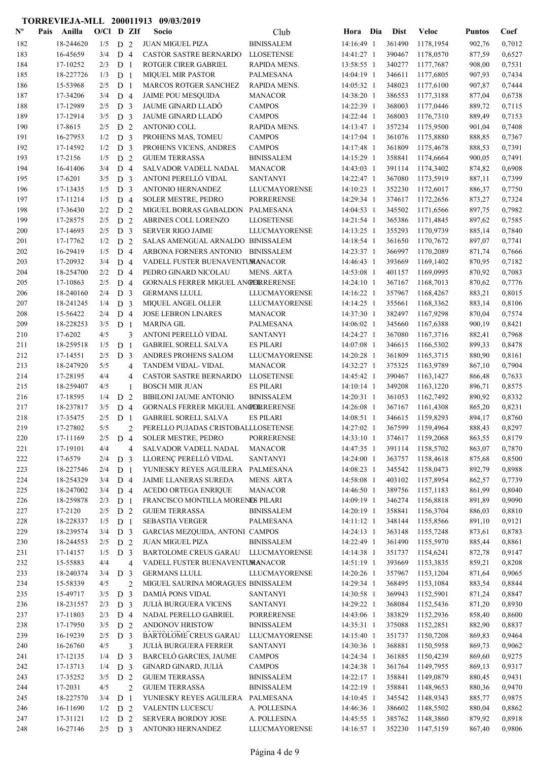**TORREVIEJA-MLL 200011913 09/03/2019**

| Nº | Pais | Anilla | O/Cl | D | ZIf | Socio | Club | Hora | Dia | Dist | Veloc | Puntos | Coef |
|---|---|---|---|---|---|---|---|---|---|---|---|---|---|
| 182 | | 18-244620 | 1/5 | D | 2 | JUAN MIGUEL PIZA | BINISSALEM | 14:16:49 | 1 | 361490 | 1178,1954 | 902,76 | 0,7012 |
| 183 | | 16-45659 | 3/4 | D | 4 | CASTOR SASTRE BERNARDO | LLOSETENSE | 14:41:27 | 1 | 390467 | 1178,0570 | 877,59 | 0,6527 |
| 184 | | 17-10252 | 2/3 | D | 1 | ROTGER CIRER GABRIEL | RAPIDA MENS. | 13:58:55 | 1 | 340277 | 1177,7687 | 908,00 | 0,7531 |
| 185 | | 18-227726 | 1/3 | D | 1 | MIQUEL MIR PASTOR | PALMESANA | 14:04:19 | 1 | 346611 | 1177,6805 | 907,93 | 0,7434 |
| 186 | | 15-53968 | 2/5 | D | 1 | MARCOS ROTGER SANCHEZ | RAPIDA MENS. | 14:05:32 | 1 | 348023 | 1177,6100 | 907,87 | 0,7444 |
| 187 | | 17-34206 | 3/4 | D | 4 | JAIME POU MESQUIDA | MANACOR | 14:38:20 | 1 | 386553 | 1177,3188 | 877,04 | 0,6738 |
| 188 | | 17-12989 | 2/5 | D | 3 | JAUME GINARD LLADÓ | CAMPOS | 14:22:39 | 1 | 368003 | 1177,0446 | 889,72 | 0,7115 |
| 189 | | 17-12914 | 3/5 | D | 3 | JAUME GINARD LLADÓ | CAMPOS | 14:22:44 | 1 | 368003 | 1176,7310 | 889,49 | 0,7153 |
| 190 | | 17-8615 | 2/5 | D | 2 | ANTONIO COLL | RAPIDA MENS. | 14:13:47 | 1 | 357234 | 1175,9500 | 901,04 | 0,7408 |
| 191 | | 16-27953 | 1/2 | D | 3 | PROHENS MAS, TOMEU | CAMPOS | 14:17:04 | 1 | 361076 | 1175,8880 | 888,85 | 0,7367 |
| 192 | | 17-14592 | 1/2 | D | 3 | PROHENS VICENS, ANDRES | CAMPOS | 14:17:48 | 1 | 361809 | 1175,4678 | 888,53 | 0,7391 |
| 193 | | 17-2156 | 1/5 | D | 2 | GUIEM TERRASSA | BINISSALEM | 14:15:29 | 1 | 358841 | 1174,6664 | 900,05 | 0,7491 |
| 194 | | 16-41406 | 3/4 | D | 4 | SALVADOR VADELL NADAL | MANACOR | 14:43:03 | 1 | 391114 | 1174,3402 | 874,82 | 0,6908 |
| 195 | | 17-6201 | 3/5 | D | 3 | ANTONI PERELLÓ VIDAL | SANTANYI | 14:22:47 | 1 | 367080 | 1173,5919 | 887,11 | 0,7399 |
| 196 | | 17-13435 | 1/5 | D | 3 | ANTONIO HERNANDEZ | LLUCMAYORENSE | 14:10:23 | 1 | 352230 | 1172,6017 | 886,37 | 0,7750 |
| 197 | | 17-11214 | 1/5 | D | 4 | SOLER MESTRE, PEDRO | PORRERENSE | 14:29:34 | 1 | 374617 | 1172,2656 | 873,27 | 0,7324 |
| 198 | | 17-36430 | 2/2 | D | 2 | MIGUEL BORRAS GABALDON | PALMESANA | 14:04:53 | 1 | 345502 | 1171,6566 | 897,75 | 0,7982 |
| 199 | | 17-28575 | 2/5 | D | 2 | ABRINES COLL LORENZO | LLOSETENSE | 14:21:54 | 1 | 365386 | 1171,4845 | 897,62 | 0,7585 |
| 200 | | 17-14693 | 2/5 | D | 3 | SERVER RIGO JAIME | LLUCMAYORENSE | 14:13:25 | 1 | 355293 | 1170,9739 | 885,14 | 0,7840 |
| 201 | | 17-17762 | 1/2 | D | 2 | SALAS AMENGUAL ARNALDO | BINISSALEM | 14:18:54 | 1 | 361650 | 1170,7672 | 897,07 | 0,7741 |
| 202 | | 16-29419 | 1/5 | D | 4 | ARBONA FORNERS ANTONIO | BINISSALEM | 14:23:37 | 1 | 366997 | 1170,2089 | 871,74 | 0,7666 |
| 203 | | 17-20932 | 3/4 | D | 4 | VADELL FUSTER BUENAVENTURA | MANACOR | 14:46:43 | 1 | 393669 | 1169,1402 | 870,95 | 0,7182 |
| 204 | | 18-254700 | 2/2 | D | 4 | PEDRO GINARD NICOLAU | MENS. ARTA | 14:53:08 | 1 | 401157 | 1169,0995 | 870,92 | 0,7083 |
| 205 | | 17-10863 | 2/5 | D | 4 | GORNALS FERRER MIGUEL ANGEL | PORRERENSE | 14:24:10 | 1 | 367167 | 1168,7013 | 870,62 | 0,7776 |
| 206 | | 18-240160 | 2/4 | D | 3 | GERMANS LLULL | LLUCMAYORENSE | 14:16:22 | 1 | 357967 | 1168,4267 | 883,21 | 0,8015 |
| 207 | | 18-241245 | 1/4 | D | 3 | MIQUEL ANGEL OLLER | LLUCMAYORENSE | 14:14:25 | 1 | 355661 | 1168,3362 | 883,14 | 0,8106 |
| 208 | | 15-56422 | 2/4 | D | 4 | JOSE LEBRON LINARES | MANACOR | 14:37:30 | 1 | 382497 | 1167,9298 | 870,04 | 0,7574 |
| 209 | | 18-228253 | 3/5 | D | 1 | MARINA GIL | PALMESANA | 14:06:02 | 1 | 345660 | 1167,6388 | 900,19 | 0,8421 |
| 210 | | 17-6202 | 4/5 | | 3 | ANTONI PERELLÓ VIDAL | SANTANYI | 14:24:27 | 1 | 367080 | 1167,3716 | 882,41 | 0,7968 |
| 211 | | 18-259518 | 1/5 | D | 1 | GABRIEL SORELL SALVA | ES PILARI | 14:07:08 | 1 | 346615 | 1166,5302 | 899,33 | 0,8478 |
| 212 | | 17-14551 | 2/5 | D | 3 | ANDRES PROHENS SALOM | LLUCMAYORENSE | 14:20:28 | 1 | 361809 | 1165,3715 | 880,90 | 0,8161 |
| 213 | | 18-247920 | 5/5 | | 4 | TANDEM VIDAL- VIDAL | MANACOR | 14:32:27 | 1 | 375325 | 1163,9789 | 867,10 | 0,7904 |
| 214 | | 17-28195 | 4/4 | | 4 | CASTOR SASTRE BERNARDO | LLOSETENSE | 14:45:42 | 1 | 390467 | 1163,1427 | 866,48 | 0,7633 |
| 215 | | 18-259407 | 4/5 | | 1 | BOSCH MIR JUAN | ES PILARI | 14:10:14 | 1 | 349208 | 1163,1220 | 896,71 | 0,8575 |
| 216 | | 17-18595 | 1/4 | D | 2 | BIBILONI JAUME ANTONIO | BINISSALEM | 14:20:31 | 1 | 361053 | 1162,7492 | 890,92 | 0,8332 |
| 217 | | 18-237817 | 3/5 | D | 4 | GORNALS FERRER MIGUEL ANGEL | PORRERENSE | 14:26:08 | 1 | 367167 | 1161,4308 | 865,20 | 0,8231 |
| 218 | | 17-35475 | 2/5 | D | 1 | GABRIEL SORELL SALVA | ES PILARI | 14:08:51 | 1 | 346615 | 1159,8293 | 894,17 | 0,8760 |
| 219 | | 17-27802 | 5/5 | | 2 | PERELLO PUJADAS CRISTOBAL | LLOSETENSE | 14:27:02 | 1 | 367599 | 1159,4964 | 888,43 | 0,8297 |
| 220 | | 17-11169 | 2/5 | D | 4 | SOLER MESTRE, PEDRO | PORRERENSE | 14:33:10 | 1 | 374617 | 1159,2068 | 863,55 | 0,8179 |
| 221 | | 17-19101 | 4/4 | | 4 | SALVADOR VADELL NADAL | MANACOR | 14:47:35 | 1 | 391114 | 1158,5702 | 863,07 | 0,7870 |
| 222 | | 17-6579 | 2/4 | D | 3 | LLORENÇ PERELLÓ VIDAL | SANTANYI | 14:24:00 | 1 | 363757 | 1158,4618 | 875,68 | 0,8500 |
| 223 | | 18-227546 | 2/4 | D | 1 | YUNIESKY REYES AGUILERA | PALMESANA | 14:08:23 | 1 | 345542 | 1158,0473 | 892,79 | 0,8988 |
| 224 | | 18-254329 | 3/4 | D | 4 | JAIME LLANERAS SUREDA | MENS. ARTA | 14:58:08 | 1 | 403102 | 1157,8954 | 862,57 | 0,7739 |
| 225 | | 18-247002 | 3/4 | D | 4 | ACEDO ORTEGA ENRIQUE | MANACOR | 14:46:50 | 1 | 389756 | 1157,1183 | 861,99 | 0,8040 |
| 226 | | 18-259878 | 2/3 | D | 1 | FRANCISCO MONTILLA MORENO | ES PILARI | 14:09:19 | 1 | 346274 | 1156,8818 | 891,89 | 0,9090 |
| 227 | | 17-2120 | 2/5 | D | 2 | GUIEM TERRASSA | BINISSALEM | 14:20:19 | 1 | 358841 | 1156,3704 | 886,03 | 0,8810 |
| 228 | | 18-228337 | 1/5 | D | 1 | SEBASTIA VERGER | PALMESANA | 14:11:12 | 1 | 348144 | 1155,8566 | 891,10 | 0,9121 |
| 229 | | 18-239574 | 3/4 | D | 3 | GARCIAS MEZQUIDA, ANTONI | CAMPOS | 14:24:13 | 1 | 363148 | 1155,7248 | 873,61 | 0,8783 |
| 230 | | 18-244553 | 2/5 | D | 2 | JUAN MIGUEL PIZA | BINISSALEM | 14:22:49 | 1 | 361490 | 1155,5970 | 885,44 | 0,8861 |
| 231 | | 17-14157 | 1/5 | D | 3 | BARTOLOME CREUS GARAU | LLUCMAYORENSE | 14:14:38 | 1 | 351737 | 1154,6241 | 872,78 | 0,9147 |
| 232 | | 15-55883 | 4/4 | | 4 | VADELL FUSTER BUENAVENTURA | MANACOR | 14:51:19 | 1 | 393669 | 1153,3835 | 859,21 | 0,8208 |
| 233 | | 18-240374 | 3/4 | D | 3 | GERMANS LLULL | LLUCMAYORENSE | 14:20:26 | 1 | 357967 | 1153,1204 | 871,64 | 0,9065 |
| 234 | | 15-58339 | 4/5 | | 2 | MIGUEL SAURINA MORAGUES | BINISSALEM | 14:29:34 | 1 | 368495 | 1153,1084 | 883,54 | 0,8844 |
| 235 | | 15-49717 | 3/5 | D | 3 | DAMIÁ PONS VIDAL | SANTANYI | 14:30:58 | 1 | 369943 | 1152,5901 | 871,24 | 0,8847 |
| 236 | | 18-231557 | 2/3 | D | 3 | JULIÀ BURGUERA VICENS | SANTANYI | 14:29:22 | 1 | 368084 | 1152,5436 | 871,20 | 0,8930 |
| 237 | | 17-11803 | 2/3 | D | 4 | NADAL PERELLO GABRIEL | PORRERENSE | 14:43:06 | 1 | 383829 | 1152,2936 | 858,40 | 0,8600 |
| 238 | | 17-17950 | 3/5 | D | 2 | ANDONOV HRISTOW | BINISSALEM | 14:35:31 | 1 | 375088 | 1152,2851 | 882,90 | 0,8837 |
| 239 | | 16-19239 | 2/5 | D | 3 | BARTOLOME CREUS GARAU | LLUCMAYORENSE | 14:15:40 | 1 | 351737 | 1150,7208 | 869,83 | 0,9464 |
| 240 | | 16-26760 | 4/5 | | 3 | JULIÀ BURGUERA FERRER | SANTANYI | 14:30:36 | 1 | 368881 | 1150,5958 | 869,73 | 0,9062 |
| 241 | | 17-12135 | 1/4 | D | 3 | BARCELÓ GARCIES, JAUME | CAMPOS | 14:24:34 | 1 | 361885 | 1150,4239 | 869,60 | 0,9275 |
| 242 | | 17-13713 | 1/4 | D | 3 | GINARD GINARD, JULIÀ | CAMPOS | 14:24:38 | 1 | 361764 | 1149,7955 | 869,13 | 0,9317 |
| 243 | | 17-35252 | 3/5 | D | 2 | GUIEM TERRASSA | BINISSALEM | 14:22:17 | 1 | 358841 | 1149,0879 | 880,45 | 0,9431 |
| 244 | | 17-2031 | 4/5 | | 2 | GUIEM TERRASSA | BINISSALEM | 14:22:19 | 1 | 358841 | 1148,9653 | 880,36 | 0,9470 |
| 245 | | 18-227570 | 3/4 | D | 1 | YUNIESKY REYES AGUILERA | PALMESANA | 14:10:45 | 1 | 345542 | 1148,9343 | 885,77 | 0,9875 |
| 246 | | 16-11690 | 1/2 | D | 2 | VALENTIN LUCESCU | A. POLLESINA | 14:46:36 | 1 | 386602 | 1148,5502 | 880,04 | 0,8862 |
| 247 | | 17-31121 | 1/2 | D | 2 | SERVERA BORDOY JOSE | A. POLLESINA | 14:45:55 | 1 | 385762 | 1148,3860 | 879,92 | 0,8918 |
| 248 | | 16-27146 | 2/5 | D | 3 | ANTONIO HERNANDEZ | LLUCMAYORENSE | 14:16:57 | 1 | 352230 | 1147,5159 | 867,40 | 0,9806 |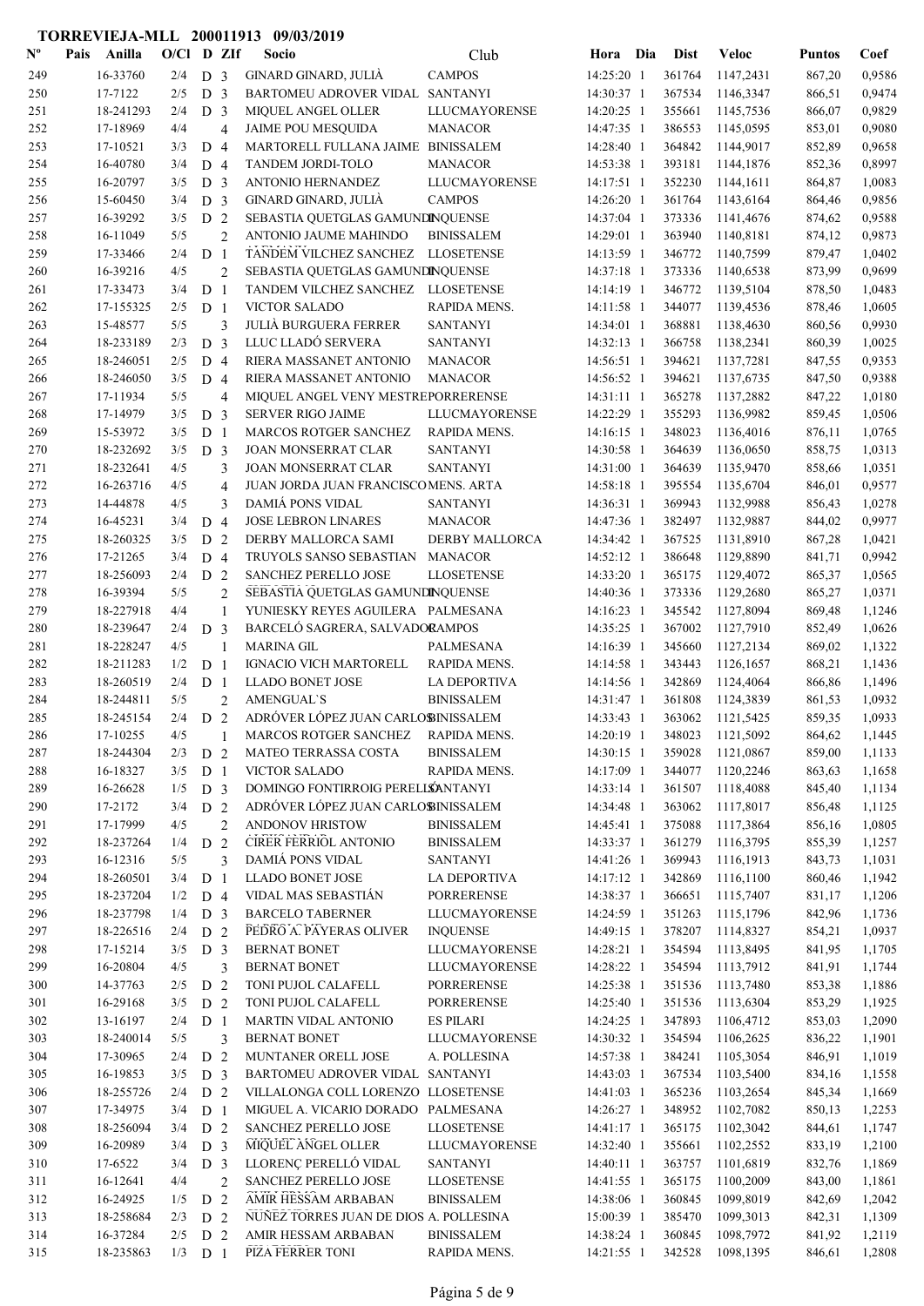**TORREVIEJA-MLL 200011913 09/03/2019**

| Nº | Pais | Anilla | O/Cl | D | ZIf | Socio | Club | Hora | Dia | Dist | Veloc | Puntos | Coef |
|---|---|---|---|---|---|---|---|---|---|---|---|---|---|
| 249 | | 16-33760 | 2/4 | D | 3 | GINARD GINARD, JULIÀ | CAMPOS | 14:25:20 | 1 | 361764 | 1147,2431 | 867,20 | 0,9586 |
| 250 | | 17-7122 | 2/5 | D | 3 | BARTOMEU ADROVER VIDAL | SANTANYI | 14:30:37 | 1 | 367534 | 1146,3347 | 866,51 | 0,9474 |
| 251 | | 18-241293 | 2/4 | D | 3 | MIQUEL ANGEL OLLER | LLUCMAYORENSE | 14:20:25 | 1 | 355661 | 1145,7536 | 866,07 | 0,9829 |
| 252 | | 17-18969 | 4/4 | | 4 | JAIME POU MESQUIDA | MANACOR | 14:47:35 | 1 | 386553 | 1145,0595 | 853,01 | 0,9080 |
| 253 | | 17-10521 | 3/3 | D | 4 | MARTORELL FULLANA JAIME | BINISSALEM | 14:28:40 | 1 | 364842 | 1144,9017 | 852,89 | 0,9658 |
| 254 | | 16-40780 | 3/4 | D | 4 | TANDEM JORDI-TOLO | MANACOR | 14:53:38 | 1 | 393181 | 1144,1876 | 852,36 | 0,8997 |
| 255 | | 16-20797 | 3/5 | D | 3 | ANTONIO HERNANDEZ | LLUCMAYORENSE | 14:17:51 | 1 | 352230 | 1144,1611 | 864,87 | 1,0083 |
| 256 | | 15-60450 | 3/4 | D | 3 | GINARD GINARD, JULIÀ | CAMPOS | 14:26:20 | 1 | 361764 | 1143,6164 | 864,46 | 0,9856 |
| 257 | | 16-39292 | 3/5 | D | 2 | SEBASTIA QUETGLAS GAMUNDI | INQUENSE | 14:37:04 | 1 | 373336 | 1141,4676 | 874,62 | 0,9588 |
| 258 | | 16-11049 | 5/5 | | 2 | ANTONIO JAUME MAHINDO | BINISSALEM | 14:29:01 | 1 | 363940 | 1140,8181 | 874,12 | 0,9873 |
| 259 | | 17-33466 | 2/4 | D | 1 | TANDEM VILCHEZ SANCHEZ | LLOSETENSE | 14:13:59 | 1 | 346772 | 1140,7599 | 879,47 | 1,0402 |
| 260 | | 16-39216 | 4/5 | | 2 | SEBASTIA QUETGLAS GAMUNDI | INQUENSE | 14:37:18 | 1 | 373336 | 1140,6538 | 873,99 | 0,9699 |
| 261 | | 17-33473 | 3/4 | D | 1 | TANDEM VILCHEZ SANCHEZ | LLOSETENSE | 14:14:19 | 1 | 346772 | 1139,5104 | 878,50 | 1,0483 |
| 262 | | 17-155325 | 2/5 | D | 1 | VICTOR SALADO | RAPIDA MENS. | 14:11:58 | 1 | 344077 | 1139,4536 | 878,46 | 1,0605 |
| 263 | | 15-48577 | 5/5 | | 3 | JULIÀ BURGUERA FERRER | SANTANYI | 14:34:01 | 1 | 368881 | 1138,4630 | 860,56 | 0,9930 |
| 264 | | 18-233189 | 2/3 | D | 3 | LLUC LLADÓ SERVERA | SANTANYI | 14:32:13 | 1 | 366758 | 1138,2341 | 860,39 | 1,0025 |
| 265 | | 18-246051 | 2/5 | D | 4 | RIERA MASSANET ANTONIO | MANACOR | 14:56:51 | 1 | 394621 | 1137,7281 | 847,55 | 0,9353 |
| 266 | | 18-246050 | 3/5 | D | 4 | RIERA MASSANET ANTONIO | MANACOR | 14:56:52 | 1 | 394621 | 1137,6735 | 847,50 | 0,9388 |
| 267 | | 17-11934 | 5/5 | | 4 | MIQUEL ANGEL VENY MESTRE | PORRERENSE | 14:31:11 | 1 | 365278 | 1137,2882 | 847,22 | 1,0180 |
| 268 | | 17-14979 | 3/5 | D | 3 | SERVER RIGO JAIME | LLUCMAYORENSE | 14:22:29 | 1 | 355293 | 1136,9982 | 859,45 | 1,0506 |
| 269 | | 15-53972 | 3/5 | D | 1 | MARCOS ROTGER SANCHEZ | RAPIDA MENS. | 14:16:15 | 1 | 348023 | 1136,4016 | 876,11 | 1,0765 |
| 270 | | 18-232692 | 3/5 | D | 3 | JOAN MONSERRAT CLAR | SANTANYI | 14:30:58 | 1 | 364639 | 1136,0650 | 858,75 | 1,0313 |
| 271 | | 18-232641 | 4/5 | | 3 | JOAN MONSERRAT CLAR | SANTANYI | 14:31:00 | 1 | 364639 | 1135,9470 | 858,66 | 1,0351 |
| 272 | | 16-263716 | 4/5 | | 4 | JUAN JORDA JUAN FRANCISCO | MENS. ARTA | 14:58:18 | 1 | 395554 | 1135,6704 | 846,01 | 0,9577 |
| 273 | | 14-44878 | 4/5 | | 3 | DAMIÁ PONS VIDAL | SANTANYI | 14:36:31 | 1 | 369943 | 1132,9988 | 856,43 | 1,0278 |
| 274 | | 16-45231 | 3/4 | D | 4 | JOSE LEBRON LINARES | MANACOR | 14:47:36 | 1 | 382497 | 1132,9887 | 844,02 | 0,9977 |
| 275 | | 18-260325 | 3/5 | D | 2 | DERBY MALLORCA SAMI | DERBY MALLORCA | 14:34:42 | 1 | 367525 | 1131,8910 | 867,28 | 1,0421 |
| 276 | | 17-21265 | 3/4 | D | 4 | TRUYOLS SANSO SEBASTIAN | MANACOR | 14:52:12 | 1 | 386648 | 1129,8890 | 841,71 | 0,9942 |
| 277 | | 18-256093 | 2/4 | D | 2 | SANCHEZ PERELLO JOSE | LLOSETENSE | 14:33:20 | 1 | 365175 | 1129,4072 | 865,37 | 1,0565 |
| 278 | | 16-39394 | 5/5 | | 2 | SEBASTIA QUETGLAS GAMUNDI | INQUENSE | 14:40:36 | 1 | 373336 | 1129,2680 | 865,27 | 1,0371 |
| 279 | | 18-227918 | 4/4 | | 1 | YUNIESKY REYES AGUILERA | PALMESANA | 14:16:23 | 1 | 345542 | 1127,8094 | 869,48 | 1,1246 |
| 280 | | 18-239647 | 2/4 | D | 3 | BARCELÓ SAGRERA, SALVADOR | CAMPOS | 14:35:25 | 1 | 367002 | 1127,7910 | 852,49 | 1,0626 |
| 281 | | 18-228247 | 4/5 | | 1 | MARINA GIL | PALMESANA | 14:16:39 | 1 | 345660 | 1127,2134 | 869,02 | 1,1322 |
| 282 | | 18-211283 | 1/2 | D | 1 | IGNACIO VICH MARTORELL | RAPIDA MENS. | 14:14:58 | 1 | 343443 | 1126,1657 | 868,21 | 1,1436 |
| 283 | | 18-260519 | 2/4 | D | 1 | LLADO BONET JOSE | LA DEPORTIVA | 14:14:56 | 1 | 342869 | 1124,4064 | 866,86 | 1,1496 |
| 284 | | 18-244811 | 5/5 | | 2 | AMENGUAL`S | BINISSALEM | 14:31:47 | 1 | 361808 | 1124,3839 | 861,53 | 1,0932 |
| 285 | | 18-245154 | 2/4 | D | 2 | ADRÓVER LÓPEZ JUAN CARLOS | BINISSALEM | 14:33:43 | 1 | 363062 | 1121,5425 | 859,35 | 1,0933 |
| 286 | | 17-10255 | 4/5 | | 1 | MARCOS ROTGER SANCHEZ | RAPIDA MENS. | 14:20:19 | 1 | 348023 | 1121,5092 | 864,62 | 1,1445 |
| 287 | | 18-244304 | 2/3 | D | 2 | MATEO TERRASSA COSTA | BINISSALEM | 14:30:15 | 1 | 359028 | 1121,0867 | 859,00 | 1,1133 |
| 288 | | 16-18327 | 3/5 | D | 1 | VICTOR SALADO | RAPIDA MENS. | 14:17:09 | 1 | 344077 | 1120,2246 | 863,63 | 1,1658 |
| 289 | | 16-26628 | 1/5 | D | 3 | DOMINGO FONTIRROIG PERELLÓ | SANTANYI | 14:33:14 | 1 | 361507 | 1118,4088 | 845,40 | 1,1134 |
| 290 | | 17-2172 | 3/4 | D | 2 | ADRÓVER LÓPEZ JUAN CARLOS | BINISSALEM | 14:34:48 | 1 | 363062 | 1117,8017 | 856,48 | 1,1125 |
| 291 | | 17-17999 | 4/5 | | 2 | ANDONOV HRISTOW | BINISSALEM | 14:45:41 | 1 | 375088 | 1117,3864 | 856,16 | 1,0805 |
| 292 | | 18-237264 | 1/4 | D | 2 | CIRER FERRIOL ANTONIO | BINISSALEM | 14:33:37 | 1 | 361279 | 1116,3795 | 855,39 | 1,1257 |
| 293 | | 16-12316 | 5/5 | | 3 | DAMIÁ PONS VIDAL | SANTANYI | 14:41:26 | 1 | 369943 | 1116,1913 | 843,73 | 1,1031 |
| 294 | | 18-260501 | 3/4 | D | 1 | LLADO BONET JOSE | LA DEPORTIVA | 14:17:12 | 1 | 342869 | 1116,1100 | 860,46 | 1,1942 |
| 295 | | 18-237204 | 1/2 | D | 4 | VIDAL MAS SEBASTIÁN | PORRERENSE | 14:38:37 | 1 | 366651 | 1115,7407 | 831,17 | 1,1206 |
| 296 | | 18-237798 | 1/4 | D | 3 | BARCELO TABERNER | LLUCMAYORENSE | 14:24:59 | 1 | 351263 | 1115,1796 | 842,96 | 1,1736 |
| 297 | | 18-226516 | 2/4 | D | 2 | PEDRO A. PAYERAS OLIVER | INQUENSE | 14:49:15 | 1 | 378207 | 1114,8327 | 854,21 | 1,0937 |
| 298 | | 17-15214 | 3/5 | D | 3 | BERNAT BONET | LLUCMAYORENSE | 14:28:21 | 1 | 354594 | 1113,8495 | 841,95 | 1,1705 |
| 299 | | 16-20804 | 4/5 | | 3 | BERNAT BONET | LLUCMAYORENSE | 14:28:22 | 1 | 354594 | 1113,7912 | 841,91 | 1,1744 |
| 300 | | 14-37763 | 2/5 | D | 2 | TONI PUJOL CALAFELL | PORRERENSE | 14:25:38 | 1 | 351536 | 1113,7480 | 853,38 | 1,1886 |
| 301 | | 16-29168 | 3/5 | D | 2 | TONI PUJOL CALAFELL | PORRERENSE | 14:25:40 | 1 | 351536 | 1113,6304 | 853,29 | 1,1925 |
| 302 | | 13-16197 | 2/4 | D | 1 | MARTIN VIDAL ANTONIO | ES PILARI | 14:24:25 | 1 | 347893 | 1106,4712 | 853,03 | 1,2090 |
| 303 | | 18-240014 | 5/5 | | 3 | BERNAT BONET | LLUCMAYORENSE | 14:30:32 | 1 | 354594 | 1106,2625 | 836,22 | 1,1901 |
| 304 | | 17-30965 | 2/4 | D | 2 | MUNTANER ORELL JOSE | A. POLLESINA | 14:57:38 | 1 | 384241 | 1105,3054 | 846,91 | 1,1019 |
| 305 | | 16-19853 | 3/5 | D | 3 | BARTOMEU ADROVER VIDAL | SANTANYI | 14:43:03 | 1 | 367534 | 1103,5400 | 834,16 | 1,1558 |
| 306 | | 18-255726 | 2/4 | D | 2 | VILLALONGA COLL LORENZO | LLOSETENSE | 14:41:03 | 1 | 365236 | 1103,2654 | 845,34 | 1,1669 |
| 307 | | 17-34975 | 3/4 | D | 1 | MIGUEL A. VICARIO DORADO | PALMESANA | 14:26:27 | 1 | 348952 | 1102,7082 | 850,13 | 1,2253 |
| 308 | | 18-256094 | 3/4 | D | 2 | SANCHEZ PERELLO JOSE | LLOSETENSE | 14:41:17 | 1 | 365175 | 1102,3042 | 844,61 | 1,1747 |
| 309 | | 16-20989 | 3/4 | D | 3 | MIQUEL ANGEL OLLER | LLUCMAYORENSE | 14:32:40 | 1 | 355661 | 1102,2552 | 833,19 | 1,2100 |
| 310 | | 17-6522 | 3/4 | D | 3 | LLORENÇ PERELLÓ VIDAL | SANTANYI | 14:40:11 | 1 | 363757 | 1101,6819 | 832,76 | 1,1869 |
| 311 | | 16-12641 | 4/4 | | 2 | SANCHEZ PERELLO JOSE | LLOSETENSE | 14:41:55 | 1 | 365175 | 1100,2009 | 843,00 | 1,1861 |
| 312 | | 16-24925 | 1/5 | D | 2 | AMIR HESSAM ARBABAN | BINISSALEM | 14:38:06 | 1 | 360845 | 1099,8019 | 842,69 | 1,2042 |
| 313 | | 18-258684 | 2/3 | D | 2 | NUÑEZ TORRES JUAN DE DIOS | A. POLLESINA | 15:00:39 | 1 | 385470 | 1099,3013 | 842,31 | 1,1309 |
| 314 | | 16-37284 | 2/5 | D | 2 | AMIR HESSAM ARBABAN | BINISSALEM | 14:38:24 | 1 | 360845 | 1098,7972 | 841,92 | 1,2119 |
| 315 | | 18-235863 | 1/3 | D | 1 | PIZA FERRER TONI | RAPIDA MENS. | 14:21:55 | 1 | 342528 | 1098,1395 | 846,61 | 1,2808 |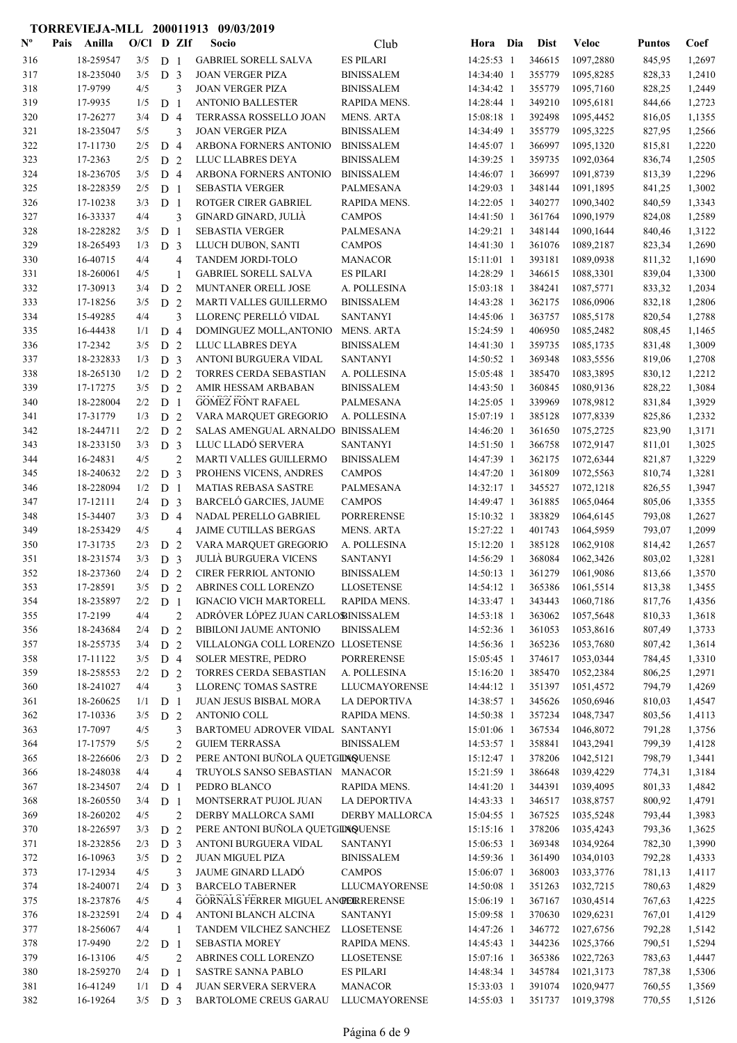**TORREVIEJA-MLL 200011913 09/03/2019**

| Nº | Pais | Anilla | O/Cl | D | ZIf | Socio | Club | Hora | Dia | Dist | Veloc | Puntos | Coef |
|---|---|---|---|---|---|---|---|---|---|---|---|---|---|
| 316 | | 18-259547 | 3/5 | D | 1 | GABRIEL SORELL SALVA | ES PILARI | 14:25:53 | 1 | 346615 | 1097,2880 | 845,95 | 1,2697 |
| 317 | | 18-235040 | 3/5 | D | 3 | JOAN VERGER PIZA | BINISSALEM | 14:34:40 | 1 | 355779 | 1095,8285 | 828,33 | 1,2410 |
| 318 | | 17-9799 | 4/5 | | 3 | JOAN VERGER PIZA | BINISSALEM | 14:34:42 | 1 | 355779 | 1095,7160 | 828,25 | 1,2449 |
| 319 | | 17-9935 | 1/5 | D | 1 | ANTONIO BALLESTER | RAPIDA MENS. | 14:28:44 | 1 | 349210 | 1095,6181 | 844,66 | 1,2723 |
| 320 | | 17-26277 | 3/4 | D | 4 | TERRASSA ROSSELLO JOAN | MENS. ARTA | 15:08:18 | 1 | 392498 | 1095,4452 | 816,05 | 1,1355 |
| 321 | | 18-235047 | 5/5 | | 3 | JOAN VERGER PIZA | BINISSALEM | 14:34:49 | 1 | 355779 | 1095,3225 | 827,95 | 1,2566 |
| 322 | | 17-11730 | 2/5 | D | 4 | ARBONA FORNERS ANTONIO | BINISSALEM | 14:45:07 | 1 | 366997 | 1095,1320 | 815,81 | 1,2220 |
| 323 | | 17-2363 | 2/5 | D | 2 | LLUC LLABRES DEYA | BINISSALEM | 14:39:25 | 1 | 359735 | 1092,0364 | 836,74 | 1,2505 |
| 324 | | 18-236705 | 3/5 | D | 4 | ARBONA FORNERS ANTONIO | BINISSALEM | 14:46:07 | 1 | 366997 | 1091,8739 | 813,39 | 1,2296 |
| 325 | | 18-228359 | 2/5 | D | 1 | SEBASTIA VERGER | PALMESANA | 14:29:03 | 1 | 348144 | 1091,1895 | 841,25 | 1,3002 |
| 326 | | 17-10238 | 3/3 | D | 1 | ROTGER CIRER GABRIEL | RAPIDA MENS. | 14:22:05 | 1 | 340277 | 1090,3402 | 840,59 | 1,3343 |
| 327 | | 16-33337 | 4/4 | | 3 | GINARD GINARD, JULIÀ | CAMPOS | 14:41:50 | 1 | 361764 | 1090,1979 | 824,08 | 1,2589 |
| 328 | | 18-228282 | 3/5 | D | 1 | SEBASTIA VERGER | PALMESANA | 14:29:21 | 1 | 348144 | 1090,1644 | 840,46 | 1,3122 |
| 329 | | 18-265493 | 1/3 | D | 3 | LLUCH DUBON, SANTI | CAMPOS | 14:41:30 | 1 | 361076 | 1089,2187 | 823,34 | 1,2690 |
| 330 | | 16-40715 | 4/4 | | 4 | TANDEM JORDI-TOLO | MANACOR | 15:11:01 | 1 | 393181 | 1089,0938 | 811,32 | 1,1690 |
| 331 | | 18-260061 | 4/5 | | 1 | GABRIEL SORELL SALVA | ES PILARI | 14:28:29 | 1 | 346615 | 1088,3301 | 839,04 | 1,3300 |
| 332 | | 17-30913 | 3/4 | D | 2 | MUNTANER ORELL JOSE | A. POLLESINA | 15:03:18 | 1 | 384241 | 1087,5771 | 833,32 | 1,2034 |
| 333 | | 17-18256 | 3/5 | D | 2 | MARTI VALLES GUILLERMO | BINISSALEM | 14:43:28 | 1 | 362175 | 1086,0906 | 832,18 | 1,2806 |
| 334 | | 15-49285 | 4/4 | | 3 | LLORENÇ PERELLÓ VIDAL | SANTANYI | 14:45:06 | 1 | 363757 | 1085,5178 | 820,54 | 1,2788 |
| 335 | | 16-44438 | 1/1 | D | 4 | DOMINGUEZ MOLL,ANTONIO | MENS. ARTA | 15:24:59 | 1 | 406950 | 1085,2482 | 808,45 | 1,1465 |
| 336 | | 17-2342 | 3/5 | D | 2 | LLUC LLABRES DEYA | BINISSALEM | 14:41:30 | 1 | 359735 | 1085,1735 | 831,48 | 1,3009 |
| 337 | | 18-232833 | 1/3 | D | 3 | ANTONI BURGUERA VIDAL | SANTANYI | 14:50:52 | 1 | 369348 | 1083,5556 | 819,06 | 1,2708 |
| 338 | | 18-265130 | 1/2 | D | 2 | TORRES CERDA SEBASTIAN | A. POLLESINA | 15:05:48 | 1 | 385470 | 1083,3895 | 830,12 | 1,2212 |
| 339 | | 17-17275 | 3/5 | D | 2 | AMIR HESSAM ARBABAN | BINISSALEM | 14:43:50 | 1 | 360845 | 1080,9136 | 828,22 | 1,3084 |
| 340 | | 18-228004 | 2/2 | D | 1 | GÓMEZ FONT RAFAEL | PALMESANA | 14:25:05 | 1 | 339969 | 1078,9812 | 831,84 | 1,3929 |
| 341 | | 17-31779 | 1/3 | D | 2 | VARA MARQUET GREGORIO | A. POLLESINA | 15:07:19 | 1 | 385128 | 1077,8339 | 825,86 | 1,2332 |
| 342 | | 18-244711 | 2/2 | D | 2 | SALAS AMENGUAL ARNALDO | BINISSALEM | 14:46:20 | 1 | 361650 | 1075,2725 | 823,90 | 1,3171 |
| 343 | | 18-233150 | 3/3 | D | 3 | LLUC LLADÓ SERVERA | SANTANYI | 14:51:50 | 1 | 366758 | 1072,9147 | 811,01 | 1,3025 |
| 344 | | 16-24831 | 4/5 | | 2 | MARTI VALLES GUILLERMO | BINISSALEM | 14:47:39 | 1 | 362175 | 1072,6344 | 821,87 | 1,3229 |
| 345 | | 18-240632 | 2/5 | D | 3 | PROHENS VICENS, ANDRES | CAMPOS | 14:47:20 | 1 | 361809 | 1072,5563 | 810,74 | 1,3281 |
| 346 | | 18-228094 | 1/2 | D | 1 | MATIAS REBASA SASTRE | PALMESANA | 14:32:17 | 1 | 345527 | 1072,1218 | 826,55 | 1,3947 |
| 347 | | 17-12111 | 2/4 | D | 3 | BARCELÓ GARCIES, JAUME | CAMPOS | 14:49:47 | 1 | 361885 | 1065,0464 | 805,06 | 1,3355 |
| 348 | | 15-34407 | 3/3 | D | 4 | NADAL PERELLO GABRIEL | PORRERENSE | 15:10:32 | 1 | 383829 | 1064,6145 | 793,08 | 1,2627 |
| 349 | | 18-253429 | 4/5 | | 4 | JAIME CUTILLAS BERGAS | MENS. ARTA | 15:27:22 | 1 | 401743 | 1064,5959 | 793,07 | 1,2099 |
| 350 | | 17-31735 | 2/3 | D | 2 | VARA MARQUET GREGORIO | A. POLLESINA | 15:12:20 | 1 | 385128 | 1062,9108 | 814,42 | 1,2657 |
| 351 | | 18-231574 | 3/3 | D | 3 | JULIÀ BURGUERA VICENS | SANTANYI | 14:56:29 | 1 | 368084 | 1062,3426 | 803,02 | 1,3281 |
| 352 | | 18-237360 | 2/4 | D | 2 | CIRER FERRIOL ANTONIO | BINISSALEM | 14:50:13 | 1 | 361279 | 1061,9086 | 813,66 | 1,3570 |
| 353 | | 17-28591 | 3/5 | D | 2 | ABRINES COLL LORENZO | LLOSETENSE | 14:54:12 | 1 | 365386 | 1061,5514 | 813,38 | 1,3455 |
| 354 | | 18-235897 | 2/2 | D | 1 | IGNACIO VICH MARTORELL | RAPIDA MENS. | 14:33:47 | 1 | 343443 | 1060,7186 | 817,76 | 1,4356 |
| 355 | | 17-2199 | 4/4 | | 2 | ADRÓVER LÓPEZ JUAN CARLOS | BINISSALEM | 14:53:18 | 1 | 363062 | 1057,5648 | 810,33 | 1,3618 |
| 356 | | 18-243684 | 2/4 | D | 2 | BIBILONI JAUME ANTONIO | BINISSALEM | 14:52:36 | 1 | 361053 | 1053,8616 | 807,49 | 1,3733 |
| 357 | | 18-255735 | 3/4 | D | 2 | VILLALONGA COLL LORENZO | LLOSETENSE | 14:56:36 | 1 | 365236 | 1053,7680 | 807,42 | 1,3614 |
| 358 | | 17-11122 | 3/5 | D | 4 | SOLER MESTRE, PEDRO | PORRERENSE | 15:05:45 | 1 | 374617 | 1053,0344 | 784,45 | 1,3310 |
| 359 | | 18-258553 | 2/2 | D | 2 | TORRES CERDA SEBASTIAN | A. POLLESINA | 15:16:20 | 1 | 385470 | 1052,2384 | 806,25 | 1,2971 |
| 360 | | 18-241027 | 4/4 | | 3 | LLORENÇ TOMAS SASTRE | LLUCMAYORENSE | 14:44:12 | 1 | 351397 | 1051,4572 | 794,79 | 1,4269 |
| 361 | | 18-260625 | 1/1 | D | 1 | JUAN JESUS BISBAL MORA | LA DEPORTIVA | 14:38:57 | 1 | 345626 | 1050,6946 | 810,03 | 1,4547 |
| 362 | | 17-10336 | 3/5 | D | 2 | ANTONIO COLL | RAPIDA MENS. | 14:50:38 | 1 | 357234 | 1048,7347 | 803,56 | 1,4113 |
| 363 | | 17-7097 | 4/5 | | 3 | BARTOMEU ADROVER VIDAL | SANTANYI | 15:01:06 | 1 | 367534 | 1046,8072 | 791,28 | 1,3756 |
| 364 | | 17-17579 | 5/5 | | 2 | GUIEM TERRASSA | BINISSALEM | 14:53:57 | 1 | 358841 | 1043,2941 | 799,39 | 1,4128 |
| 365 | | 18-226606 | 2/3 | D | 2 | PERE ANTONI BUÑOLA QUETGLAS | INQUENSE | 15:12:47 | 1 | 378206 | 1042,5121 | 798,79 | 1,3441 |
| 366 | | 18-248038 | 4/4 | | 4 | TRUYOLS SANSO SEBASTIAN | MANACOR | 15:21:59 | 1 | 386648 | 1039,4229 | 774,31 | 1,3184 |
| 367 | | 18-234507 | 2/4 | D | 1 | PEDRO BLANCO | RAPIDA MENS. | 14:41:20 | 1 | 344391 | 1039,4095 | 801,33 | 1,4842 |
| 368 | | 18-260550 | 3/4 | D | 1 | MONTSERRAT PUJOL JUAN | LA DEPORTIVA | 14:43:33 | 1 | 346517 | 1038,8757 | 800,92 | 1,4791 |
| 369 | | 18-260202 | 4/5 | | 2 | DERBY MALLORCA SAMI | DERBY MALLORCA | 15:04:55 | 1 | 367525 | 1035,5248 | 793,44 | 1,3983 |
| 370 | | 18-226597 | 3/3 | D | 2 | PERE ANTONI BUÑOLA QUETGLAS | INQUENSE | 15:15:16 | 1 | 378206 | 1035,4243 | 793,36 | 1,3625 |
| 371 | | 18-232856 | 2/3 | D | 3 | ANTONI BURGUERA VIDAL | SANTANYI | 15:06:53 | 1 | 369348 | 1034,9264 | 782,30 | 1,3990 |
| 372 | | 16-10963 | 3/5 | D | 2 | JUAN MIGUEL PIZA | BINISSALEM | 14:59:36 | 1 | 361490 | 1034,0103 | 792,28 | 1,4333 |
| 373 | | 17-12934 | 4/5 | | 3 | JAUME GINARD LLADÓ | CAMPOS | 15:06:07 | 1 | 368003 | 1033,3776 | 781,13 | 1,4117 |
| 374 | | 18-240071 | 2/4 | D | 3 | BARCELO TABERNER | LLUCMAYORENSE | 14:50:08 | 1 | 351263 | 1032,7215 | 780,63 | 1,4829 |
| 375 | | 18-237876 | 4/5 | | 4 | GORNALS FERRER MIGUEL ANGEL | PORRERENSE | 15:06:19 | 1 | 367167 | 1030,4514 | 767,63 | 1,4225 |
| 376 | | 18-232591 | 2/4 | D | 4 | ANTONI BLANCH ALCINA | SANTANYI | 15:09:58 | 1 | 370630 | 1029,6231 | 767,01 | 1,4129 |
| 377 | | 18-256067 | 4/4 | | 1 | TANDEM VILCHEZ SANCHEZ | LLOSETENSE | 14:47:26 | 1 | 346772 | 1027,6756 | 792,28 | 1,5142 |
| 378 | | 17-9490 | 2/2 | D | 1 | SEBASTIA MOREY | RAPIDA MENS. | 14:45:43 | 1 | 344236 | 1025,3766 | 790,51 | 1,5294 |
| 379 | | 16-13106 | 4/5 | | 2 | ABRINES COLL LORENZO | LLOSETENSE | 15:07:16 | 1 | 365386 | 1022,7263 | 783,63 | 1,4447 |
| 380 | | 18-259270 | 2/4 | D | 1 | SASTRE SANNA PABLO | ES PILARI | 14:48:34 | 1 | 345784 | 1021,3173 | 787,38 | 1,5306 |
| 381 | | 16-41249 | 1/1 | D | 4 | JUAN SERVERA SERVERA | MANACOR | 15:33:03 | 1 | 391074 | 1020,9477 | 760,55 | 1,3569 |
| 382 | | 16-19264 | 3/5 | D | 3 | BARTOLOME CREUS GARAU | LLUCMAYORENSE | 14:55:03 | 1 | 351737 | 1019,3798 | 770,55 | 1,5126 |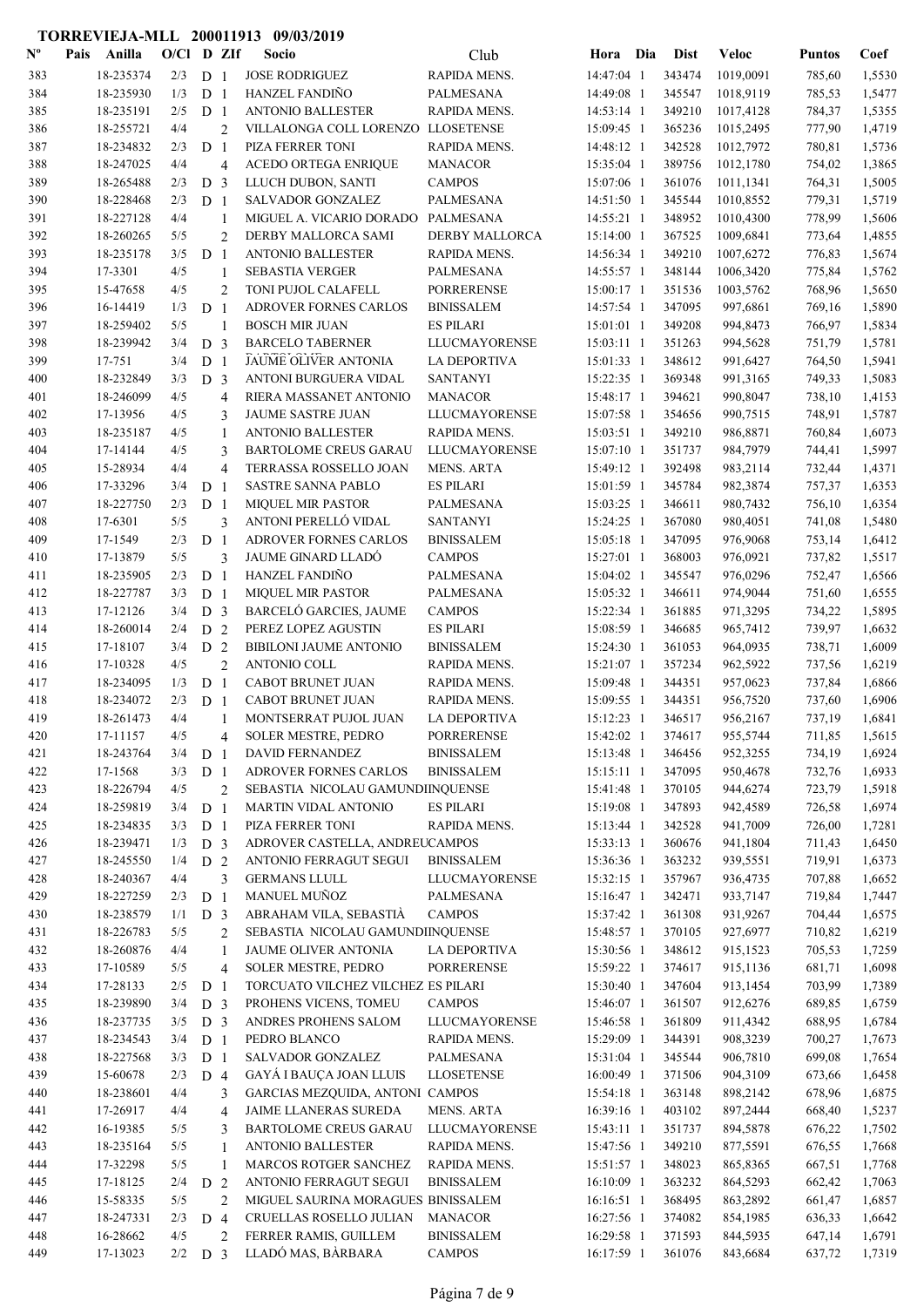**TORREVIEJA-MLL 200011913 09/03/2019**

| Nº | Pais | Anilla | O/Cl | D | ZIf | Socio | Club | Hora | Dia | Dist | Veloc | Puntos | Coef |
|---|---|---|---|---|---|---|---|---|---|---|---|---|---|
| 383 | | 18-235374 | 2/3 | D | 1 | JOSE RODRIGUEZ | RAPIDA MENS. | 14:47:04 | 1 | 343474 | 1019,0091 | 785,60 | 1,5530 |
| 384 | | 18-235930 | 1/3 | D | 1 | HANZEL FANDIÑO | PALMESANA | 14:49:08 | 1 | 345547 | 1018,9119 | 785,53 | 1,5477 |
| 385 | | 18-235191 | 2/5 | D | 1 | ANTONIO BALLESTER | RAPIDA MENS. | 14:53:14 | 1 | 349210 | 1017,4128 | 784,37 | 1,5355 |
| 386 | | 18-255721 | 4/4 | | 2 | VILLALONGA COLL LORENZO | LLOSETENSE | 15:09:45 | 1 | 365236 | 1015,2495 | 777,90 | 1,4719 |
| 387 | | 18-234832 | 2/3 | D | 1 | PIZA FERRER TONI | RAPIDA MENS. | 14:48:12 | 1 | 342528 | 1012,7972 | 780,81 | 1,5736 |
| 388 | | 18-247025 | 4/4 | | 4 | ACEDO ORTEGA ENRIQUE | MANACOR | 15:35:04 | 1 | 389756 | 1012,1780 | 754,02 | 1,3865 |
| 389 | | 18-265488 | 2/3 | D | 3 | LLUCH DUBON, SANTI | CAMPOS | 15:07:06 | 1 | 361076 | 1011,1341 | 764,31 | 1,5005 |
| 390 | | 18-228468 | 2/3 | D | 1 | SALVADOR GONZALEZ | PALMESANA | 14:51:50 | 1 | 345544 | 1010,8552 | 779,31 | 1,5719 |
| 391 | | 18-227128 | 4/4 | | 1 | MIGUEL A. VICARIO DORADO | PALMESANA | 14:55:21 | 1 | 348952 | 1010,4300 | 778,99 | 1,5606 |
| 392 | | 18-260265 | 5/5 | | 2 | DERBY MALLORCA SAMI | DERBY MALLORCA | 15:14:00 | 1 | 367525 | 1009,6841 | 773,64 | 1,4855 |
| 393 | | 18-235178 | 3/5 | D | 1 | ANTONIO BALLESTER | RAPIDA MENS. | 14:56:34 | 1 | 349210 | 1007,6272 | 776,83 | 1,5674 |
| 394 | | 17-3301 | 4/5 | | 1 | SEBASTIA VERGER | PALMESANA | 14:55:57 | 1 | 348144 | 1006,3420 | 775,84 | 1,5762 |
| 395 | | 15-47658 | 4/5 | | 2 | TONI PUJOL CALAFELL | PORRERENSE | 15:00:17 | 1 | 351536 | 1003,5762 | 768,96 | 1,5650 |
| 396 | | 16-14419 | 1/3 | D | 1 | ADROVER FORNES CARLOS | BINISSALEM | 14:57:54 | 1 | 347095 | 997,6861 | 769,16 | 1,5890 |
| 397 | | 18-259402 | 5/5 | | 1 | BOSCH MIR JUAN | ES PILARI | 15:01:01 | 1 | 349208 | 994,8473 | 766,97 | 1,5834 |
| 398 | | 18-239942 | 3/4 | D | 3 | BARCELO TABERNER | LLUCMAYORENSE | 15:03:11 | 1 | 351263 | 994,5628 | 751,79 | 1,5781 |
| 399 | | 17-751 | 3/4 | D | 1 | JAUME OLIVER ANTONIA | LA DEPORTIVA | 15:01:33 | 1 | 348612 | 991,6427 | 764,50 | 1,5941 |
| 400 | | 18-232849 | 3/3 | D | 3 | ANTONI BURGUERA VIDAL | SANTANYI | 15:22:35 | 1 | 369348 | 991,3165 | 749,33 | 1,5083 |
| 401 | | 18-246099 | 4/5 | | 4 | RIERA MASSANET ANTONIO | MANACOR | 15:48:17 | 1 | 394621 | 990,8047 | 738,10 | 1,4153 |
| 402 | | 17-13956 | 4/5 | | 3 | JAUME SASTRE JUAN | LLUCMAYORENSE | 15:07:58 | 1 | 354656 | 990,7515 | 748,91 | 1,5787 |
| 403 | | 18-235187 | 4/5 | | 1 | ANTONIO BALLESTER | RAPIDA MENS. | 15:03:51 | 1 | 349210 | 986,8871 | 760,84 | 1,6073 |
| 404 | | 17-14144 | 4/5 | | 3 | BARTOLOME CREUS GARAU | LLUCMAYORENSE | 15:07:10 | 1 | 351737 | 984,7979 | 744,41 | 1,5997 |
| 405 | | 15-28934 | 4/4 | | 4 | TERRASSA ROSSELLO JOAN | MENS. ARTA | 15:49:12 | 1 | 392498 | 983,2114 | 732,44 | 1,4371 |
| 406 | | 17-33296 | 3/4 | D | 1 | SASTRE SANNA PABLO | ES PILARI | 15:01:59 | 1 | 345784 | 982,3874 | 757,37 | 1,6353 |
| 407 | | 18-227750 | 2/3 | D | 1 | MIQUEL MIR PASTOR | PALMESANA | 15:03:25 | 1 | 346611 | 980,7432 | 756,10 | 1,6354 |
| 408 | | 17-6301 | 5/5 | | 3 | ANTONI PERELLÓ VIDAL | SANTANYI | 15:24:25 | 1 | 367080 | 980,4051 | 741,08 | 1,5480 |
| 409 | | 17-1549 | 2/3 | D | 1 | ADROVER FORNES CARLOS | BINISSALEM | 15:05:18 | 1 | 347095 | 976,9068 | 753,14 | 1,6412 |
| 410 | | 17-13879 | 5/5 | | 3 | JAUME GINARD LLADÓ | CAMPOS | 15:27:01 | 1 | 368003 | 976,0921 | 737,82 | 1,5517 |
| 411 | | 18-235905 | 2/3 | D | 1 | HANZEL FANDIÑO | PALMESANA | 15:04:02 | 1 | 345547 | 976,0296 | 752,47 | 1,6566 |
| 412 | | 18-227787 | 3/3 | D | 1 | MIQUEL MIR PASTOR | PALMESANA | 15:05:32 | 1 | 346611 | 974,9044 | 751,60 | 1,6555 |
| 413 | | 17-12126 | 3/4 | D | 3 | BARCELÓ GARCIES, JAUME | CAMPOS | 15:22:34 | 1 | 361885 | 971,3295 | 734,22 | 1,5895 |
| 414 | | 18-260014 | 2/4 | D | 2 | PEREZ LOPEZ AGUSTIN | ES PILARI | 15:08:59 | 1 | 346685 | 965,7412 | 739,97 | 1,6632 |
| 415 | | 17-18107 | 3/4 | D | 2 | BIBILONI JAUME ANTONIO | BINISSALEM | 15:24:30 | 1 | 361053 | 964,0935 | 738,71 | 1,6009 |
| 416 | | 17-10328 | 4/5 | | 2 | ANTONIO COLL | RAPIDA MENS. | 15:21:07 | 1 | 357234 | 962,5922 | 737,56 | 1,6219 |
| 417 | | 18-234095 | 1/3 | D | 1 | CABOT BRUNET JUAN | RAPIDA MENS. | 15:09:48 | 1 | 344351 | 957,0623 | 737,84 | 1,6866 |
| 418 | | 18-234072 | 2/3 | D | 1 | CABOT BRUNET JUAN | RAPIDA MENS. | 15:09:55 | 1 | 344351 | 956,7520 | 737,60 | 1,6906 |
| 419 | | 18-261473 | 4/4 | | 1 | MONTSERRAT PUJOL JUAN | LA DEPORTIVA | 15:12:23 | 1 | 346517 | 956,2167 | 737,19 | 1,6841 |
| 420 | | 17-11157 | 4/5 | | 4 | SOLER MESTRE, PEDRO | PORRERENSE | 15:42:02 | 1 | 374617 | 955,5744 | 711,85 | 1,5615 |
| 421 | | 18-243764 | 3/4 | D | 1 | DAVID FERNANDEZ | BINISSALEM | 15:13:48 | 1 | 346456 | 952,3255 | 734,19 | 1,6924 |
| 422 | | 17-1568 | 3/3 | D | 1 | ADROVER FORNES CARLOS | BINISSALEM | 15:15:11 | 1 | 347095 | 950,4678 | 732,76 | 1,6933 |
| 423 | | 18-226794 | 4/5 | | 2 | SEBASTIA NICOLAU GAMUNDI | INQUENSE | 15:41:48 | 1 | 370105 | 944,6274 | 723,79 | 1,5918 |
| 424 | | 18-259819 | 3/4 | D | 1 | MARTIN VIDAL ANTONIO | ES PILARI | 15:19:08 | 1 | 347893 | 942,4589 | 726,58 | 1,6974 |
| 425 | | 18-234835 | 3/3 | D | 1 | PIZA FERRER TONI | RAPIDA MENS. | 15:13:44 | 1 | 342528 | 941,7009 | 726,00 | 1,7281 |
| 426 | | 18-239471 | 1/3 | D | 3 | ADROVER CASTELLA, ANDREU | CAMPOS | 15:33:13 | 1 | 360676 | 941,1804 | 711,43 | 1,6450 |
| 427 | | 18-245550 | 1/4 | D | 2 | ANTONIO FERRAGUT SEGUI | BINISSALEM | 15:36:36 | 1 | 363232 | 939,5551 | 719,91 | 1,6373 |
| 428 | | 18-240367 | 4/4 | | 3 | GERMANS LLULL | LLUCMAYORENSE | 15:32:15 | 1 | 357967 | 936,4735 | 707,88 | 1,6652 |
| 429 | | 18-227259 | 2/3 | D | 1 | MANUEL MUÑOZ | PALMESANA | 15:16:47 | 1 | 342471 | 933,7147 | 719,84 | 1,7447 |
| 430 | | 18-238579 | 1/1 | D | 3 | ABRAHAM VILA, SEBASTIÀ | CAMPOS | 15:37:42 | 1 | 361308 | 931,9267 | 704,44 | 1,6575 |
| 431 | | 18-226783 | 5/5 | | 2 | SEBASTIA NICOLAU GAMUNDI | INQUENSE | 15:48:57 | 1 | 370105 | 927,6977 | 710,82 | 1,6219 |
| 432 | | 18-260876 | 4/4 | | 1 | JAUME OLIVER ANTONIA | LA DEPORTIVA | 15:30:56 | 1 | 348612 | 915,1523 | 705,53 | 1,7259 |
| 433 | | 17-10589 | 5/5 | | 4 | SOLER MESTRE, PEDRO | PORRERENSE | 15:59:22 | 1 | 374617 | 915,1136 | 681,71 | 1,6098 |
| 434 | | 17-28133 | 2/5 | D | 1 | TORCUATO VILCHEZ VILCHEZ | ES PILARI | 15:30:40 | 1 | 347604 | 913,1454 | 703,99 | 1,7389 |
| 435 | | 18-239890 | 3/4 | D | 3 | PROHENS VICENS, TOMEU | CAMPOS | 15:46:07 | 1 | 361507 | 912,6276 | 689,85 | 1,6759 |
| 436 | | 18-237735 | 3/5 | D | 3 | ANDRES PROHENS SALOM | LLUCMAYORENSE | 15:46:58 | 1 | 361809 | 911,4342 | 688,95 | 1,6784 |
| 437 | | 18-234543 | 3/4 | D | 1 | PEDRO BLANCO | RAPIDA MENS. | 15:29:09 | 1 | 344391 | 908,3239 | 700,27 | 1,7673 |
| 438 | | 18-227568 | 3/3 | D | 1 | SALVADOR GONZALEZ | PALMESANA | 15:31:04 | 1 | 345544 | 906,7810 | 699,08 | 1,7654 |
| 439 | | 15-60678 | 2/3 | D | 4 | GAYÁ I BAUÇA JOAN LLUIS | LLOSETENSE | 16:00:49 | 1 | 371506 | 904,3109 | 673,66 | 1,6458 |
| 440 | | 18-238601 | 4/4 | | 3 | GARCIAS MEZQUIDA, ANTONI | CAMPOS | 15:54:18 | 1 | 363148 | 898,2142 | 678,96 | 1,6875 |
| 441 | | 17-26917 | 4/4 | | 4 | JAIME LLANERAS SUREDA | MENS. ARTA | 16:39:16 | 1 | 403102 | 897,2444 | 668,40 | 1,5237 |
| 442 | | 16-19385 | 5/5 | | 3 | BARTOLOME CREUS GARAU | LLUCMAYORENSE | 15:43:11 | 1 | 351737 | 894,5878 | 676,22 | 1,7502 |
| 443 | | 18-235164 | 5/5 | | 1 | ANTONIO BALLESTER | RAPIDA MENS. | 15:47:56 | 1 | 349210 | 877,5591 | 676,55 | 1,7668 |
| 444 | | 17-32298 | 5/5 | | 1 | MARCOS ROTGER SANCHEZ | RAPIDA MENS. | 15:51:57 | 1 | 348023 | 865,8365 | 667,51 | 1,7768 |
| 445 | | 17-18125 | 2/4 | D | 2 | ANTONIO FERRAGUT SEGUI | BINISSALEM | 16:10:09 | 1 | 363232 | 864,5293 | 662,42 | 1,7063 |
| 446 | | 15-58335 | 5/5 | | 2 | MIGUEL SAURINA MORAGUES | BINISSALEM | 16:16:51 | 1 | 368495 | 863,2892 | 661,47 | 1,6857 |
| 447 | | 18-247331 | 2/3 | D | 4 | CRUELLAS ROSELLO JULIAN | MANACOR | 16:27:56 | 1 | 374082 | 854,1985 | 636,33 | 1,6642 |
| 448 | | 16-28662 | 4/5 | | 2 | FERRER RAMIS, GUILLEM | BINISSALEM | 16:29:58 | 1 | 371593 | 844,5935 | 647,14 | 1,6791 |
| 449 | | 17-13023 | 2/2 | D | 3 | LLADÓ MAS, BÀRBARA | CAMPOS | 16:17:59 | 1 | 361076 | 843,6684 | 637,72 | 1,7319 |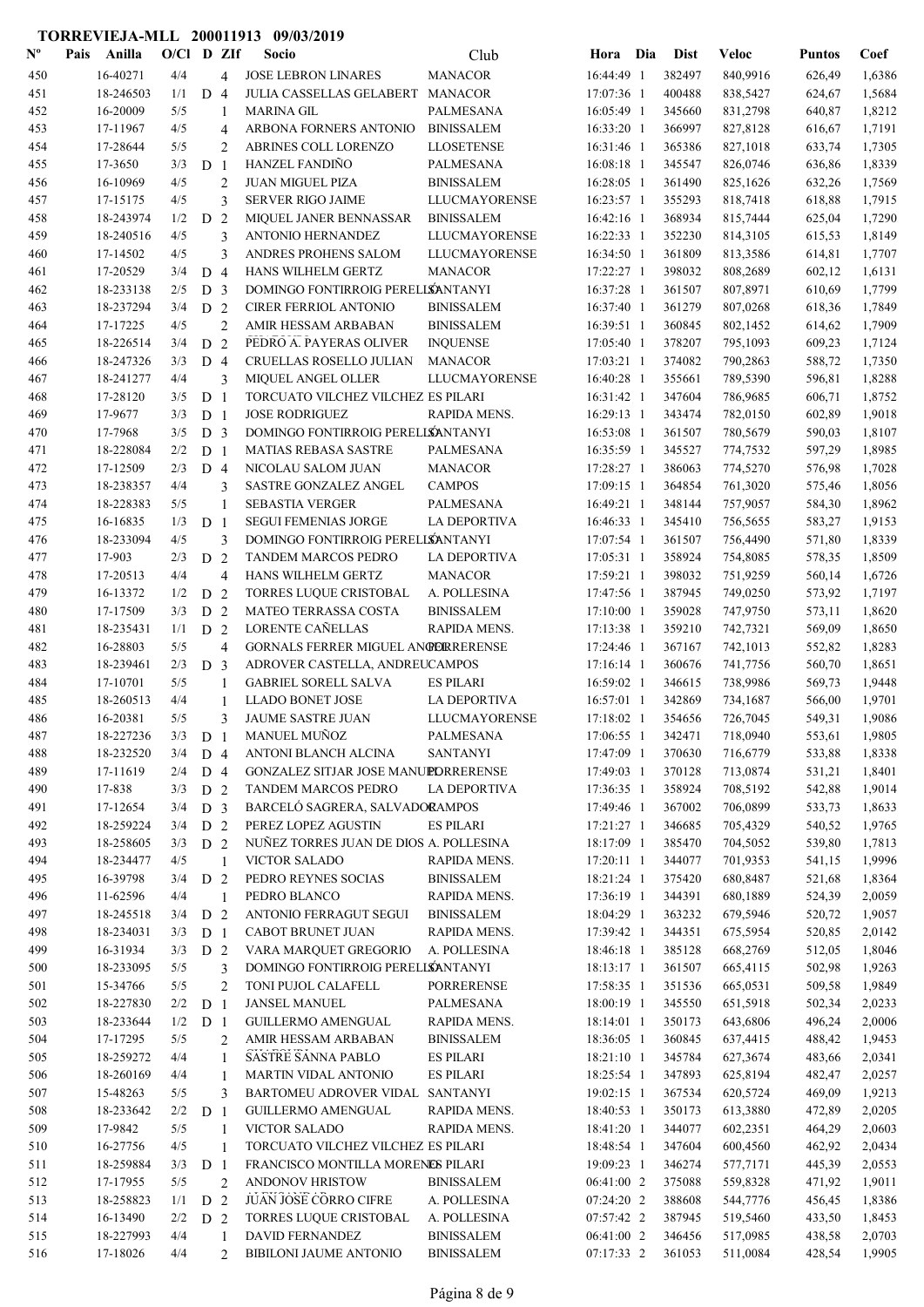**TORREVIEJA-MLL 200011913 09/03/2019**

| Nº | Pais | Anilla | O/Cl | D | ZIf | Socio | Club | Hora | Dia | Dist | Veloc | Puntos | Coef |
|---|---|---|---|---|---|---|---|---|---|---|---|---|---|
| 450 | | 16-40271 | 4/4 | | 4 | JOSE LEBRON LINARES | MANACOR | 16:44:49 | 1 | 382497 | 840,9916 | 626,49 | 1,6386 |
| 451 | | 18-246503 | 1/1 | D | 4 | JULIA CASSELLAS GELABERT | MANACOR | 17:07:36 | 1 | 400488 | 838,5427 | 624,67 | 1,5684 |
| 452 | | 16-20009 | 5/5 | | 1 | MARINA GIL | PALMESANA | 16:05:49 | 1 | 345660 | 831,2798 | 640,87 | 1,8212 |
| 453 | | 17-11967 | 4/5 | | 4 | ARBONA FORNERS ANTONIO | BINISSALEM | 16:33:20 | 1 | 366997 | 827,8128 | 616,67 | 1,7191 |
| 454 | | 17-28644 | 5/5 | | 2 | ABRINES COLL LORENZO | LLOSETENSE | 16:31:46 | 1 | 365386 | 827,1018 | 633,74 | 1,7305 |
| 455 | | 17-3650 | 3/3 | D | 1 | HANZEL FANDIÑO | PALMESANA | 16:08:18 | 1 | 345547 | 826,0746 | 636,86 | 1,8339 |
| 456 | | 16-10969 | 4/5 | | 2 | JUAN MIGUEL PIZA | BINISSALEM | 16:28:05 | 1 | 361490 | 825,1626 | 632,26 | 1,7569 |
| 457 | | 17-15175 | 4/5 | | 3 | SERVER RIGO JAIME | LLUCMAYORENSE | 16:23:57 | 1 | 355293 | 818,7418 | 618,88 | 1,7915 |
| 458 | | 18-243974 | 1/2 | D | 2 | MIQUEL JANER BENNASSAR | BINISSALEM | 16:42:16 | 1 | 368934 | 815,7444 | 625,04 | 1,7290 |
| 459 | | 18-240516 | 4/5 | | 3 | ANTONIO HERNANDEZ | LLUCMAYORENSE | 16:22:33 | 1 | 352230 | 814,3105 | 615,53 | 1,8149 |
| 460 | | 17-14502 | 4/5 | | 3 | ANDRES PROHENS SALOM | LLUCMAYORENSE | 16:34:50 | 1 | 361809 | 813,3586 | 614,81 | 1,7707 |
| 461 | | 17-20529 | 3/4 | D | 4 | HANS WILHELM GERTZ | MANACOR | 17:22:27 | 1 | 398032 | 808,2689 | 602,12 | 1,6131 |
| 462 | | 18-233138 | 2/5 | D | 3 | DOMINGO FONTIRROIG PERELLÓ | SANTANYI | 16:37:28 | 1 | 361507 | 807,8971 | 610,69 | 1,7799 |
| 463 | | 18-237294 | 3/4 | D | 2 | CIRER FERRIOL ANTONIO | BINISSALEM | 16:37:40 | 1 | 361279 | 807,0268 | 618,36 | 1,7849 |
| 464 | | 17-17225 | 4/5 | | 2 | AMIR HESSAM ARBABAN | BINISSALEM | 16:39:51 | 1 | 360845 | 802,1452 | 614,62 | 1,7909 |
| 465 | | 18-226514 | 3/4 | D | 2 | PEDRO A. PAYERAS OLIVER | INQUENSE | 17:05:40 | 1 | 378207 | 795,1093 | 609,23 | 1,7124 |
| 466 | | 18-247326 | 3/3 | D | 4 | CRUELLAS ROSELLO JULIAN | MANACOR | 17:03:21 | 1 | 374082 | 790,2863 | 588,72 | 1,7350 |
| 467 | | 18-241277 | 4/4 | | 3 | MIQUEL ANGEL OLLER | LLUCMAYORENSE | 16:40:28 | 1 | 355661 | 789,5390 | 596,81 | 1,8288 |
| 468 | | 17-28120 | 3/5 | D | 1 | TORCUATO VILCHEZ VILCHEZ | ES PILARI | 16:31:42 | 1 | 347604 | 786,9685 | 606,71 | 1,8752 |
| 469 | | 17-9677 | 3/3 | D | 1 | JOSE RODRIGUEZ | RAPIDA MENS. | 16:29:13 | 1 | 343474 | 782,0150 | 602,89 | 1,9018 |
| 470 | | 17-7968 | 3/5 | D | 3 | DOMINGO FONTIRROIG PERELLÓ | SANTANYI | 16:53:08 | 1 | 361507 | 780,5679 | 590,03 | 1,8107 |
| 471 | | 18-228084 | 2/2 | D | 1 | MATIAS REBASA SASTRE | PALMESANA | 16:35:59 | 1 | 345527 | 774,7532 | 597,29 | 1,8985 |
| 472 | | 17-12509 | 2/3 | D | 4 | NICOLAU SALOM JUAN | MANACOR | 17:28:27 | 1 | 386063 | 774,5270 | 576,98 | 1,7028 |
| 473 | | 18-238357 | 4/4 | | 3 | SASTRE GONZALEZ ANGEL | CAMPOS | 17:09:15 | 1 | 364854 | 761,3020 | 575,46 | 1,8056 |
| 474 | | 18-228383 | 5/5 | | 1 | SEBASTIA VERGER | PALMESANA | 16:49:21 | 1 | 348144 | 757,9057 | 584,30 | 1,8962 |
| 475 | | 16-16835 | 1/3 | D | 1 | SEGUI FEMENIAS JORGE | LA DEPORTIVA | 16:46:33 | 1 | 345410 | 756,5655 | 583,27 | 1,9153 |
| 476 | | 18-233094 | 4/5 | | 3 | DOMINGO FONTIRROIG PERELLÓ | SANTANYI | 17:07:54 | 1 | 361507 | 756,4490 | 571,80 | 1,8339 |
| 477 | | 17-903 | 2/3 | D | 2 | TANDEM MARCOS PEDRO | LA DEPORTIVA | 17:05:31 | 1 | 358924 | 754,8085 | 578,35 | 1,8509 |
| 478 | | 17-20513 | 4/4 | | 4 | HANS WILHELM GERTZ | MANACOR | 17:59:21 | 1 | 398032 | 751,9259 | 560,14 | 1,6726 |
| 479 | | 16-13372 | 1/2 | D | 2 | TORRES LUQUE CRISTOBAL | A. POLLESINA | 17:47:56 | 1 | 387945 | 749,0250 | 573,92 | 1,7197 |
| 480 | | 17-17509 | 3/3 | D | 2 | MATEO TERRASSA COSTA | BINISSALEM | 17:10:00 | 1 | 359028 | 747,9750 | 573,11 | 1,8620 |
| 481 | | 18-235431 | 1/1 | D | 2 | LORENTE CAÑELLAS | RAPIDA MENS. | 17:13:38 | 1 | 359210 | 742,7321 | 569,09 | 1,8650 |
| 482 | | 16-28803 | 5/5 | | 4 | GORNALS FERRER MIGUEL ANGEL | PORRERENSE | 17:24:46 | 1 | 367167 | 742,1013 | 552,82 | 1,8283 |
| 483 | | 18-239461 | 2/3 | D | 3 | ADROVER CASTELLA, ANDREU | CAMPOS | 17:16:14 | 1 | 360676 | 741,7756 | 560,70 | 1,8651 |
| 484 | | 17-10701 | 5/5 | | 1 | GABRIEL SORELL SALVA | ES PILARI | 16:59:02 | 1 | 346615 | 738,9986 | 569,73 | 1,9448 |
| 485 | | 18-260513 | 4/4 | | 1 | LLADO BONET JOSE | LA DEPORTIVA | 16:57:01 | 1 | 342869 | 734,1687 | 566,00 | 1,9701 |
| 486 | | 16-20381 | 5/5 | | 3 | JAUME SASTRE JUAN | LLUCMAYORENSE | 17:18:02 | 1 | 354656 | 726,7045 | 549,31 | 1,9086 |
| 487 | | 18-227236 | 3/3 | D | 1 | MANUEL MUÑOZ | PALMESANA | 17:06:55 | 1 | 342431 | 718,0940 | 553,61 | 1,9805 |
| 488 | | 18-232520 | 3/4 | D | 4 | ANTONI BLANCH ALCINA | SANTANYI | 17:47:09 | 1 | 370630 | 716,6779 | 533,88 | 1,8338 |
| 489 | | 17-11619 | 2/4 | D | 4 | GONZALEZ SITJAR JOSE MANUEL | PORRERENSE | 17:49:03 | 1 | 370128 | 713,0874 | 531,21 | 1,8401 |
| 490 | | 17-838 | 3/3 | D | 2 | TANDEM MARCOS PEDRO | LA DEPORTIVA | 17:36:35 | 1 | 358924 | 708,5192 | 542,88 | 1,9014 |
| 491 | | 17-12654 | 3/4 | D | 3 | BARCELÓ SAGRERA, SALVADOR | CAMPOS | 17:49:46 | 1 | 367002 | 706,0899 | 533,73 | 1,8633 |
| 492 | | 18-259224 | 3/4 | D | 2 | PEREZ LOPEZ AGUSTIN | ES PILARI | 17:21:27 | 1 | 346685 | 705,4329 | 540,52 | 1,9765 |
| 493 | | 18-258605 | 3/3 | D | 2 | NUÑEZ TORRES JUAN DE DIOS | A. POLLESINA | 18:17:09 | 1 | 385470 | 704,5052 | 539,80 | 1,7813 |
| 494 | | 18-234477 | 4/5 | | 1 | VICTOR SALADO | RAPIDA MENS. | 17:20:11 | 1 | 344077 | 701,9353 | 541,15 | 1,9996 |
| 495 | | 16-39798 | 3/4 | D | 2 | PEDRO REYNES SOCIAS | BINISSALEM | 18:21:24 | 1 | 375420 | 680,8487 | 521,68 | 1,8364 |
| 496 | | 11-62596 | 4/4 | | 1 | PEDRO BLANCO | RAPIDA MENS. | 17:36:19 | 1 | 344391 | 680,1889 | 524,39 | 2,0059 |
| 497 | | 18-245518 | 3/4 | D | 2 | ANTONIO FERRAGUT SEGUI | BINISSALEM | 18:04:29 | 1 | 363232 | 679,5946 | 520,72 | 1,9057 |
| 498 | | 18-234031 | 3/3 | D | 1 | CABOT BRUNET JUAN | RAPIDA MENS. | 17:39:42 | 1 | 344351 | 675,5954 | 520,85 | 2,0142 |
| 499 | | 16-31934 | 3/3 | D | 2 | VARA MARQUET GREGORIO | A. POLLESINA | 18:46:18 | 1 | 385128 | 668,2769 | 512,05 | 1,8046 |
| 500 | | 18-233095 | 5/5 | | 3 | DOMINGO FONTIRROIG PERELLÓ | SANTANYI | 18:13:17 | 1 | 361507 | 665,4115 | 502,98 | 1,9263 |
| 501 | | 15-34766 | 5/5 | | 2 | TONI PUJOL CALAFELL | PORRERENSE | 17:58:35 | 1 | 351536 | 665,0531 | 509,58 | 1,9849 |
| 502 | | 18-227830 | 2/2 | D | 1 | JANSEL MANUEL | PALMESANA | 18:00:19 | 1 | 345550 | 651,5918 | 502,34 | 2,0233 |
| 503 | | 18-233644 | 1/2 | D | 1 | GUILLERMO AMENGUAL | RAPIDA MENS. | 18:14:01 | 1 | 350173 | 643,6806 | 496,24 | 2,0006 |
| 504 | | 17-17295 | 5/5 | | 2 | AMIR HESSAM ARBABAN | BINISSALEM | 18:36:05 | 1 | 360845 | 637,4415 | 488,42 | 1,9453 |
| 505 | | 18-259272 | 4/4 | | 1 | SASTRE SANNA PABLO | ES PILARI | 18:21:10 | 1 | 345784 | 627,3674 | 483,66 | 2,0341 |
| 506 | | 18-260169 | 4/4 | | 1 | MARTIN VIDAL ANTONIO | ES PILARI | 18:25:54 | 1 | 347893 | 625,8194 | 482,47 | 2,0257 |
| 507 | | 15-48263 | 5/5 | | 3 | BARTOMEU ADROVER VIDAL | SANTANYI | 19:02:15 | 1 | 367534 | 620,5724 | 469,09 | 1,9213 |
| 508 | | 18-233642 | 2/2 | D | 1 | GUILLERMO AMENGUAL | RAPIDA MENS. | 18:40:53 | 1 | 350173 | 613,3880 | 472,89 | 2,0205 |
| 509 | | 17-9842 | 5/5 | | 1 | VICTOR SALADO | RAPIDA MENS. | 18:41:20 | 1 | 344077 | 602,2351 | 464,29 | 2,0603 |
| 510 | | 16-27756 | 4/5 | | 1 | TORCUATO VILCHEZ VILCHEZ | ES PILARI | 18:48:54 | 1 | 347604 | 600,4560 | 462,92 | 2,0434 |
| 511 | | 18-259884 | 3/3 | D | 1 | FRANCISCO MONTILLA MORENO | ES PILARI | 19:09:23 | 1 | 346274 | 577,7171 | 445,39 | 2,0553 |
| 512 | | 17-17955 | 5/5 | | 2 | ANDONOV HRISTOW | BINISSALEM | 06:41:00 | 2 | 375088 | 559,8328 | 471,92 | 1,9011 |
| 513 | | 18-258823 | 1/1 | D | 2 | JUAN JOSE CORRO CIFRE | A. POLLESINA | 07:24:20 | 2 | 388608 | 544,7776 | 456,45 | 1,8386 |
| 514 | | 16-13490 | 2/2 | D | 2 | TORRES LUQUE CRISTOBAL | A. POLLESINA | 07:57:42 | 2 | 387945 | 519,5460 | 433,50 | 1,8453 |
| 515 | | 18-227993 | 4/4 | | 1 | DAVID FERNANDEZ | BINISSALEM | 06:41:00 | 2 | 346456 | 517,0985 | 438,58 | 2,0703 |
| 516 | | 17-18026 | 4/4 | | 2 | BIBILONI JAUME ANTONIO | BINISSALEM | 07:17:33 | 2 | 361053 | 511,0084 | 428,54 | 1,9905 |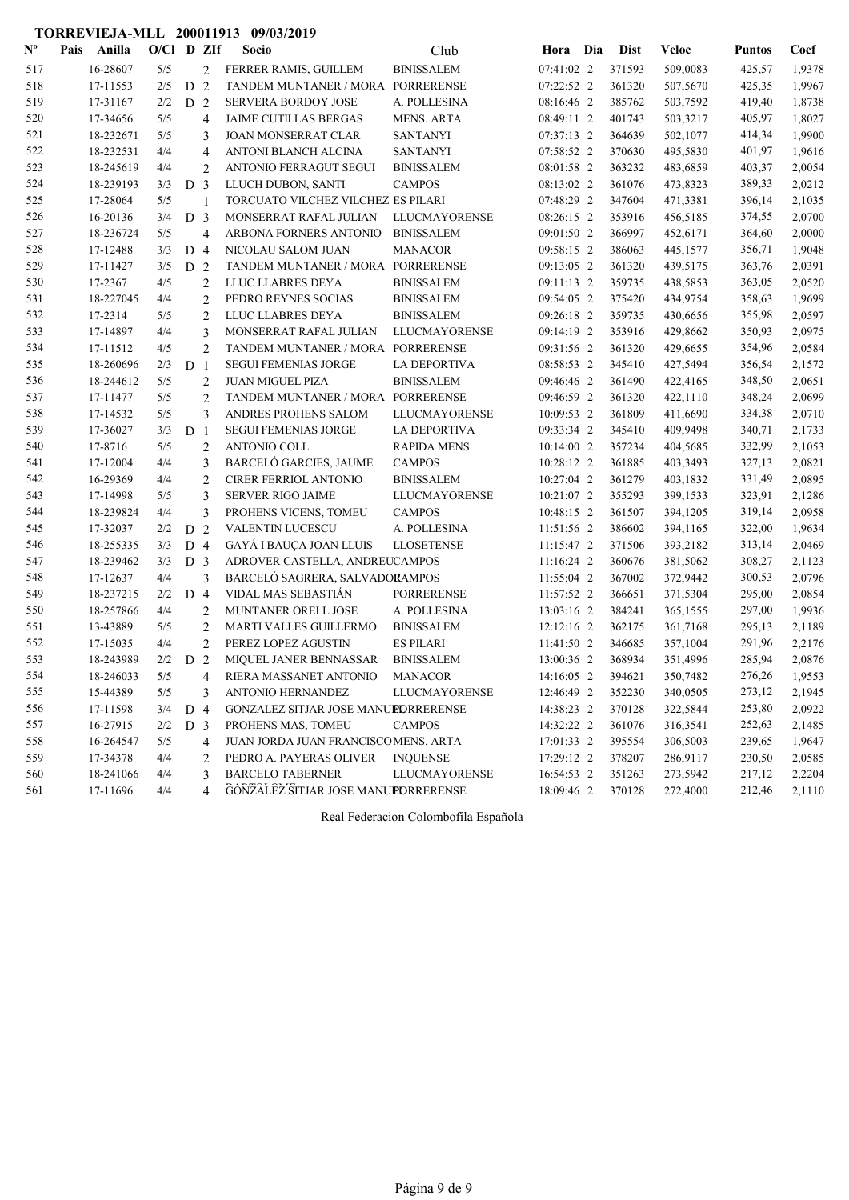**TORREVIEJA-MLL 200011913 09/03/2019**

| Nº | Pais | Anilla | O/Cl | D | ZIf | Socio | Club | Hora | Dia | Dist | Veloc | Puntos | Coef |
|---|---|---|---|---|---|---|---|---|---|---|---|---|---|
| 517 | | 16-28607 | 5/5 | | 2 | FERRER RAMIS, GUILLEM | BINISSALEM | 07:41:02 | 2 | 371593 | 509,0083 | 425,57 | 1,9378 |
| 518 | | 17-11553 | 2/5 | D | 2 | TANDEM MUNTANER / MORA | PORRERENSE | 07:22:52 | 2 | 361320 | 507,5670 | 425,35 | 1,9967 |
| 519 | | 17-31167 | 2/2 | D | 2 | SERVERA BORDOY JOSE | A. POLLESINA | 08:16:46 | 2 | 385762 | 503,7592 | 419,40 | 1,8738 |
| 520 | | 17-34656 | 5/5 | | 4 | JAIME CUTILLAS BERGAS | MENS. ARTA | 08:49:11 | 2 | 401743 | 503,3217 | 405,97 | 1,8027 |
| 521 | | 18-232671 | 5/5 | | 3 | JOAN MONSERRAT CLAR | SANTANYI | 07:37:13 | 2 | 364639 | 502,1077 | 414,34 | 1,9900 |
| 522 | | 18-232531 | 4/4 | | 4 | ANTONI BLANCH ALCINA | SANTANYI | 07:58:52 | 2 | 370630 | 495,5830 | 401,97 | 1,9616 |
| 523 | | 18-245619 | 4/4 | | 2 | ANTONIO FERRAGUT SEGUI | BINISSALEM | 08:01:58 | 2 | 363232 | 483,6859 | 403,37 | 2,0054 |
| 524 | | 18-239193 | 3/3 | D | 3 | LLUCH DUBON, SANTI | CAMPOS | 08:13:02 | 2 | 361076 | 473,8323 | 389,33 | 2,0212 |
| 525 | | 17-28064 | 5/5 | | 1 | TORCUATO VILCHEZ VILCHEZ | ES PILARI | 07:48:29 | 2 | 347604 | 471,3381 | 396,14 | 2,1035 |
| 526 | | 16-20136 | 3/4 | D | 3 | MONSERRAT RAFAL JULIAN | LLUCMAYORENSE | 08:26:15 | 2 | 353916 | 456,5185 | 374,55 | 2,0700 |
| 527 | | 18-236724 | 5/5 | | 4 | ARBONA FORNERS ANTONIO | BINISSALEM | 09:01:50 | 2 | 366997 | 452,6171 | 364,60 | 2,0000 |
| 528 | | 17-12488 | 3/3 | D | 4 | NICOLAU SALOM JUAN | MANACOR | 09:58:15 | 2 | 386063 | 445,1577 | 356,71 | 1,9048 |
| 529 | | 17-11427 | 3/5 | D | 2 | TANDEM MUNTANER / MORA | PORRERENSE | 09:13:05 | 2 | 361320 | 439,5175 | 363,76 | 2,0391 |
| 530 | | 17-2367 | 4/5 | | 2 | LLUC LLABRES DEYA | BINISSALEM | 09:11:13 | 2 | 359735 | 438,5853 | 363,05 | 2,0520 |
| 531 | | 18-227045 | 4/4 | | 2 | PEDRO REYNES SOCIAS | BINISSALEM | 09:54:05 | 2 | 375420 | 434,9754 | 358,63 | 1,9699 |
| 532 | | 17-2314 | 5/5 | | 2 | LLUC LLABRES DEYA | BINISSALEM | 09:26:18 | 2 | 359735 | 430,6656 | 355,98 | 2,0597 |
| 533 | | 17-14897 | 4/4 | | 3 | MONSERRAT RAFAL JULIAN | LLUCMAYORENSE | 09:14:19 | 2 | 353916 | 429,8662 | 350,93 | 2,0975 |
| 534 | | 17-11512 | 4/5 | | 2 | TANDEM MUNTANER / MORA | PORRERENSE | 09:31:56 | 2 | 361320 | 429,6655 | 354,96 | 2,0584 |
| 535 | | 18-260696 | 2/3 | D | 1 | SEGUI FEMENIAS JORGE | LA DEPORTIVA | 08:58:53 | 2 | 345410 | 427,5494 | 356,54 | 2,1572 |
| 536 | | 18-244612 | 5/5 | | 2 | JUAN MIGUEL PIZA | BINISSALEM | 09:46:46 | 2 | 361490 | 422,4165 | 348,50 | 2,0651 |
| 537 | | 17-11477 | 5/5 | | 2 | TANDEM MUNTANER / MORA | PORRERENSE | 09:46:59 | 2 | 361320 | 422,1110 | 348,24 | 2,0699 |
| 538 | | 17-14532 | 5/5 | | 3 | ANDRES PROHENS SALOM | LLUCMAYORENSE | 10:09:53 | 2 | 361809 | 411,6690 | 334,38 | 2,0710 |
| 539 | | 17-36027 | 3/3 | D | 1 | SEGUI FEMENIAS JORGE | LA DEPORTIVA | 09:33:34 | 2 | 345410 | 409,9498 | 340,71 | 2,1733 |
| 540 | | 17-8716 | 5/5 | | 2 | ANTONIO COLL | RAPIDA MENS. | 10:14:00 | 2 | 357234 | 404,5685 | 332,99 | 2,1053 |
| 541 | | 17-12004 | 4/4 | | 3 | BARCELÓ GARCIES, JAUME | CAMPOS | 10:28:12 | 2 | 361885 | 403,3493 | 327,13 | 2,0821 |
| 542 | | 16-29369 | 4/4 | | 2 | CIRER FERRIOL ANTONIO | BINISSALEM | 10:27:04 | 2 | 361279 | 403,1832 | 331,49 | 2,0895 |
| 543 | | 17-14998 | 5/5 | | 3 | SERVER RIGO JAIME | LLUCMAYORENSE | 10:21:07 | 2 | 355293 | 399,1533 | 323,91 | 2,1286 |
| 544 | | 18-239824 | 4/4 | | 3 | PROHENS VICENS, TOMEU | CAMPOS | 10:48:15 | 2 | 361507 | 394,1205 | 319,14 | 2,0958 |
| 545 | | 17-32037 | 2/2 | D | 2 | VALENTIN LUCESCU | A. POLLESINA | 11:51:56 | 2 | 386602 | 394,1165 | 322,00 | 1,9634 |
| 546 | | 18-255335 | 3/3 | D | 4 | GAYÁ I BAUÇA JOAN LLUIS | LLOSETENSE | 11:15:47 | 2 | 371506 | 393,2182 | 313,14 | 2,0469 |
| 547 | | 18-239462 | 3/3 | D | 3 | ADROVER CASTELLA, ANDREU | CAMPOS | 11:16:24 | 2 | 360676 | 381,5062 | 308,27 | 2,1123 |
| 548 | | 17-12637 | 4/4 | | 3 | BARCELÓ SAGRERA, SALVADOR | CAMPOS | 11:55:04 | 2 | 367002 | 372,9442 | 300,53 | 2,0796 |
| 549 | | 18-237215 | 2/2 | D | 4 | VIDAL MAS SEBASTIÁN | PORRERENSE | 11:57:52 | 2 | 366651 | 371,5304 | 295,00 | 2,0854 |
| 550 | | 18-257866 | 4/4 | | 2 | MUNTANER ORELL JOSE | A. POLLESINA | 13:03:16 | 2 | 384241 | 365,1555 | 297,00 | 1,9936 |
| 551 | | 13-43889 | 5/5 | | 2 | MARTI VALLES GUILLERMO | BINISSALEM | 12:12:16 | 2 | 362175 | 361,7168 | 295,13 | 2,1189 |
| 552 | | 17-15035 | 4/4 | | 2 | PEREZ LOPEZ AGUSTIN | ES PILARI | 11:41:50 | 2 | 346685 | 357,1004 | 291,96 | 2,2176 |
| 553 | | 18-243989 | 2/2 | D | 2 | MIQUEL JANER BENNASSAR | BINISSALEM | 13:00:36 | 2 | 368934 | 351,4996 | 285,94 | 2,0876 |
| 554 | | 18-246033 | 5/5 | | 4 | RIERA MASSANET ANTONIO | MANACOR | 14:16:05 | 2 | 394621 | 350,7482 | 276,26 | 1,9553 |
| 555 | | 15-44389 | 5/5 | | 3 | ANTONIO HERNANDEZ | LLUCMAYORENSE | 12:46:49 | 2 | 352230 | 340,0505 | 273,12 | 2,1945 |
| 556 | | 17-11598 | 3/4 | D | 4 | GONZALEZ SITJAR JOSE MANUEL | PORRERENSE | 14:38:23 | 2 | 370128 | 322,5844 | 253,80 | 2,0922 |
| 557 | | 16-27915 | 2/2 | D | 3 | PROHENS MAS, TOMEU | CAMPOS | 14:32:22 | 2 | 361076 | 316,3541 | 252,63 | 2,1485 |
| 558 | | 16-264547 | 5/5 | | 4 | JUAN JORDA JUAN FRANCISCO | MENS. ARTA | 17:01:33 | 2 | 395554 | 306,5003 | 239,65 | 1,9647 |
| 559 | | 17-34378 | 4/4 | | 2 | PEDRO A. PAYERAS OLIVER | INQUENSE | 17:29:12 | 2 | 378207 | 286,9117 | 230,50 | 2,0585 |
| 560 | | 18-241066 | 4/4 | | 3 | BARCELO TABERNER | LLUCMAYORENSE | 16:54:53 | 2 | 351263 | 273,5942 | 217,12 | 2,2204 |
| 561 | | 17-11696 | 4/4 | | 4 | GONZALEZ SITJAR JOSE MANUEL | PORRERENSE | 18:09:46 | 2 | 370128 | 272,4000 | 212,46 | 2,1110 |

Real Federacion Colombofila Española